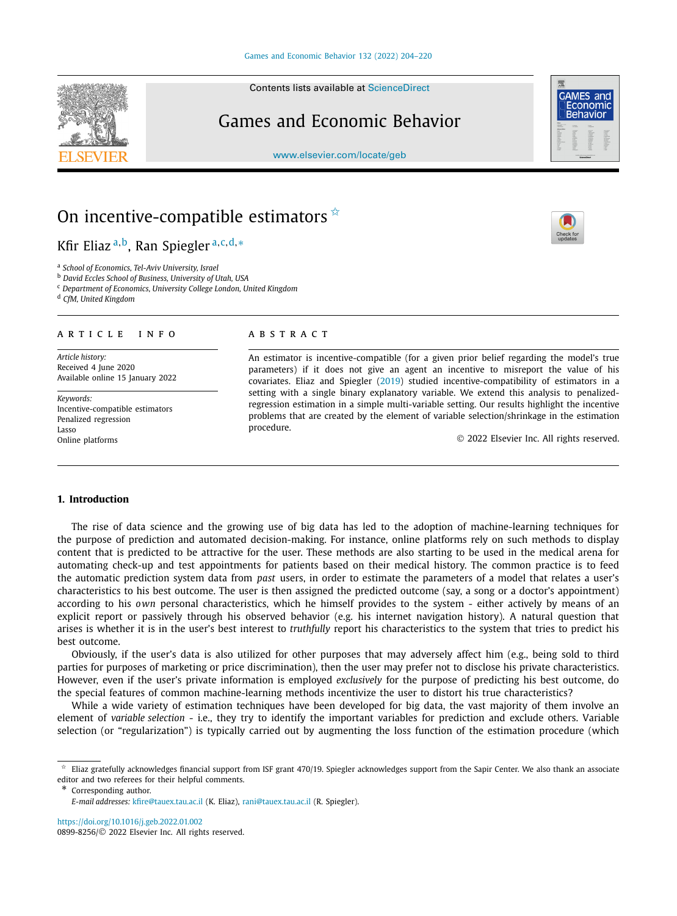# On incentive-compatible estimators ☆

Kfir Eliaz [a,b], Ran Spiegler [a,c,d,*]

[a] School of Economics, Tel-Aviv University, Israel
[b] David Eccles School of Business, University of Utah, USA
[c] Department of Economics, University College London, United Kingdom
[d] CfM, United Kingdom

## ARTICLE INFO

*Article history:*
Received 4 June 2020
Available online 15 January 2022

*Keywords:*
Incentive-compatible estimators
Penalized regression
Lasso
Online platforms

## ABSTRACT

An estimator is incentive-compatible (for a given prior belief regarding the model's true parameters) if it does not give an agent an incentive to misreport the value of his covariates. Eliaz and Spiegler (2019) studied incentive-compatibility of estimators in a setting with a single binary explanatory variable. We extend this analysis to penalized-regression estimation in a simple multi-variable setting. Our results highlight the incentive problems that are created by the element of variable selection/shrinkage in the estimation procedure.

© 2022 Elsevier Inc. All rights reserved.

## 1. Introduction

The rise of data science and the growing use of big data has led to the adoption of machine-learning techniques for the purpose of prediction and automated decision-making. For instance, online platforms rely on such methods to display content that is predicted to be attractive for the user. These methods are also starting to be used in the medical arena for automating check-up and test appointments for patients based on their medical history. The common practice is to feed the automatic prediction system data from *past* users, in order to estimate the parameters of a model that relates a user's characteristics to his best outcome. The user is then assigned the predicted outcome (say, a song or a doctor's appointment) according to his *own* personal characteristics, which he himself provides to the system - either actively by means of an explicit report or passively through his observed behavior (e.g. his internet navigation history). A natural question that arises is whether it is in the user's best interest to *truthfully* report his characteristics to the system that tries to predict his best outcome.

Obviously, if the user's data is also utilized for other purposes that may adversely affect him (e.g., being sold to third parties for purposes of marketing or price discrimination), then the user may prefer not to disclose his private characteristics. However, even if the user's private information is employed *exclusively* for the purpose of predicting his best outcome, do the special features of common machine-learning methods incentivize the user to distort his true characteristics?

While a wide variety of estimation techniques have been developed for big data, the vast majority of them involve an element of *variable selection* - i.e., they try to identify the important variables for prediction and exclude others. Variable selection (or "regularization") is typically carried out by augmenting the loss function of the estimation procedure (which

☆ Eliaz gratefully acknowledges financial support from ISF grant 470/19. Spiegler acknowledges support from the Sapir Center. We also thank an associate editor and two referees for their helpful comments.

\* Corresponding author.
*E-mail addresses:* kfire@tauex.tau.ac.il (K. Eliaz), rani@tauex.tau.ac.il (R. Spiegler).

https://doi.org/10.1016/j.geb.2022.01.002
0899-8256/© 2022 Elsevier Inc. All rights reserved.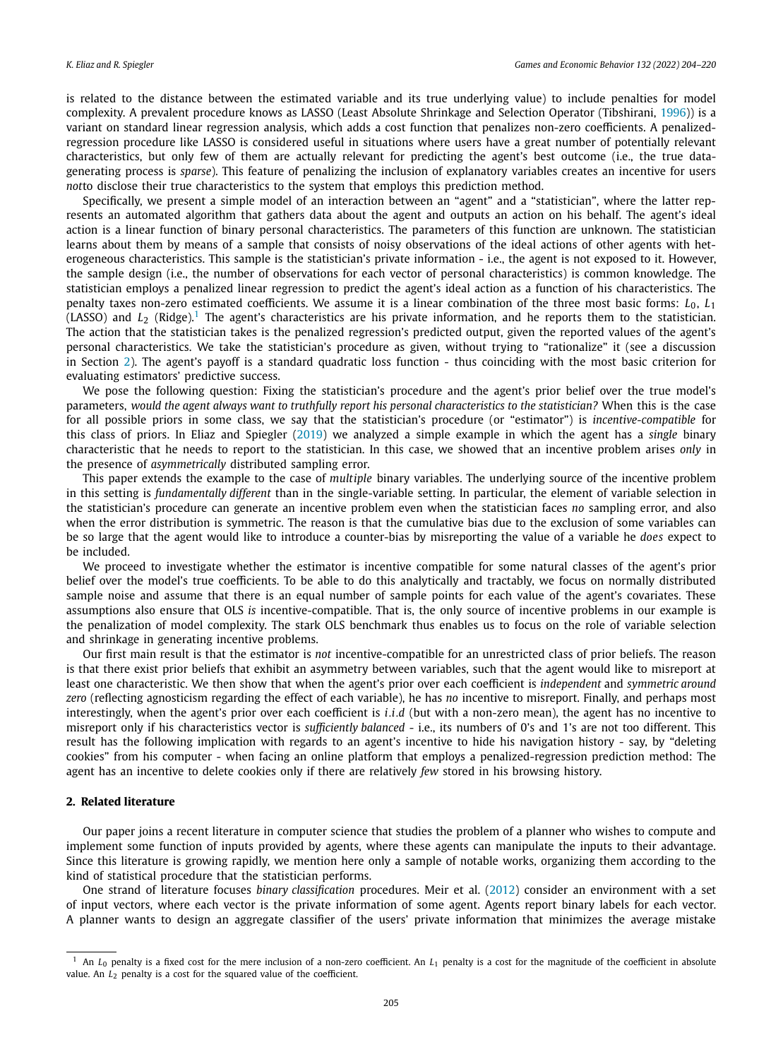is related to the distance between the estimated variable and its true underlying value) to include penalties for model complexity. A prevalent procedure knows as LASSO (Least Absolute Shrinkage and Selection Operator (Tibshirani, 1996)) is a variant on standard linear regression analysis, which adds a cost function that penalizes non-zero coefficients. A penalized-regression procedure like LASSO is considered useful in situations where users have a great number of potentially relevant characteristics, but only few of them are actually relevant for predicting the agent's best outcome (i.e., the true data-generating process is *sparse*). This feature of penalizing the inclusion of explanatory variables creates an incentive for users *not*to disclose their true characteristics to the system that employs this prediction method.

Specifically, we present a simple model of an interaction between an "agent" and a "statistician", where the latter represents an automated algorithm that gathers data about the agent and outputs an action on his behalf. The agent's ideal action is a linear function of binary personal characteristics. The parameters of this function are unknown. The statistician learns about them by means of a sample that consists of noisy observations of the ideal actions of other agents with heterogeneous characteristics. This sample is the statistician's private information - i.e., the agent is not exposed to it. However, the sample design (i.e., the number of observations for each vector of personal characteristics) is common knowledge. The statistician employs a penalized linear regression to predict the agent's ideal action as a function of his characteristics. The penalty taxes non-zero estimated coefficients. We assume it is a linear combination of the three most basic forms: $L_0$, $L_1$ (LASSO) and $L_2$ (Ridge).[1] The agent's characteristics are his private information, and he reports them to the statistician. The action that the statistician takes is the penalized regression's predicted output, given the reported values of the agent's personal characteristics. We take the statistician's procedure as given, without trying to "rationalize" it (see a discussion in Section 2). The agent's payoff is a standard quadratic loss function - thus coinciding with the most basic criterion for evaluating estimators' predictive success.

We pose the following question: Fixing the statistician's procedure and the agent's prior belief over the true model's parameters, *would the agent always want to truthfully report his personal characteristics to the statistician?* When this is the case for all possible priors in some class, we say that the statistician's procedure (or "estimator") is *incentive-compatible* for this class of priors. In Eliaz and Spiegler (2019) we analyzed a simple example in which the agent has a *single* binary characteristic that he needs to report to the statistician. In this case, we showed that an incentive problem arises *only* in the presence of *asymmetrically* distributed sampling error.

This paper extends the example to the case of *multiple* binary variables. The underlying source of the incentive problem in this setting is *fundamentally different* than in the single-variable setting. In particular, the element of variable selection in the statistician's procedure can generate an incentive problem even when the statistician faces *no* sampling error, and also when the error distribution is symmetric. The reason is that the cumulative bias due to the exclusion of some variables can be so large that the agent would like to introduce a counter-bias by misreporting the value of a variable he *does* expect to be included.

We proceed to investigate whether the estimator is incentive compatible for some natural classes of the agent's prior belief over the model's true coefficients. To be able to do this analytically and tractably, we focus on normally distributed sample noise and assume that there is an equal number of sample points for each value of the agent's covariates. These assumptions also ensure that OLS *is* incentive-compatible. That is, the only source of incentive problems in our example is the penalization of model complexity. The stark OLS benchmark thus enables us to focus on the role of variable selection and shrinkage in generating incentive problems.

Our first main result is that the estimator is *not* incentive-compatible for an unrestricted class of prior beliefs. The reason is that there exist prior beliefs that exhibit an asymmetry between variables, such that the agent would like to misreport at least one characteristic. We then show that when the agent's prior over each coefficient is *independent* and *symmetric around zero* (reflecting agnosticism regarding the effect of each variable), he has *no* incentive to misreport. Finally, and perhaps most interestingly, when the agent's prior over each coefficient is *i.i.d* (but with a non-zero mean), the agent has no incentive to misreport only if his characteristics vector is *sufficiently balanced* - i.e., its numbers of 0's and 1's are not too different. This result has the following implication with regards to an agent's incentive to hide his navigation history - say, by "deleting cookies" from his computer - when facing an online platform that employs a penalized-regression prediction method: The agent has an incentive to delete cookies only if there are relatively *few* stored in his browsing history.

## 2. Related literature

Our paper joins a recent literature in computer science that studies the problem of a planner who wishes to compute and implement some function of inputs provided by agents, where these agents can manipulate the inputs to their advantage. Since this literature is growing rapidly, we mention here only a sample of notable works, organizing them according to the kind of statistical procedure that the statistician performs.

One strand of literature focuses *binary classification* procedures. Meir et al. (2012) consider an environment with a set of input vectors, where each vector is the private information of some agent. Agents report binary labels for each vector. A planner wants to design an aggregate classifier of the users' private information that minimizes the average mistake

[1] An $L_0$ penalty is a fixed cost for the mere inclusion of a non-zero coefficient. An $L_1$ penalty is a cost for the magnitude of the coefficient in absolute value. An $L_2$ penalty is a cost for the squared value of the coefficient.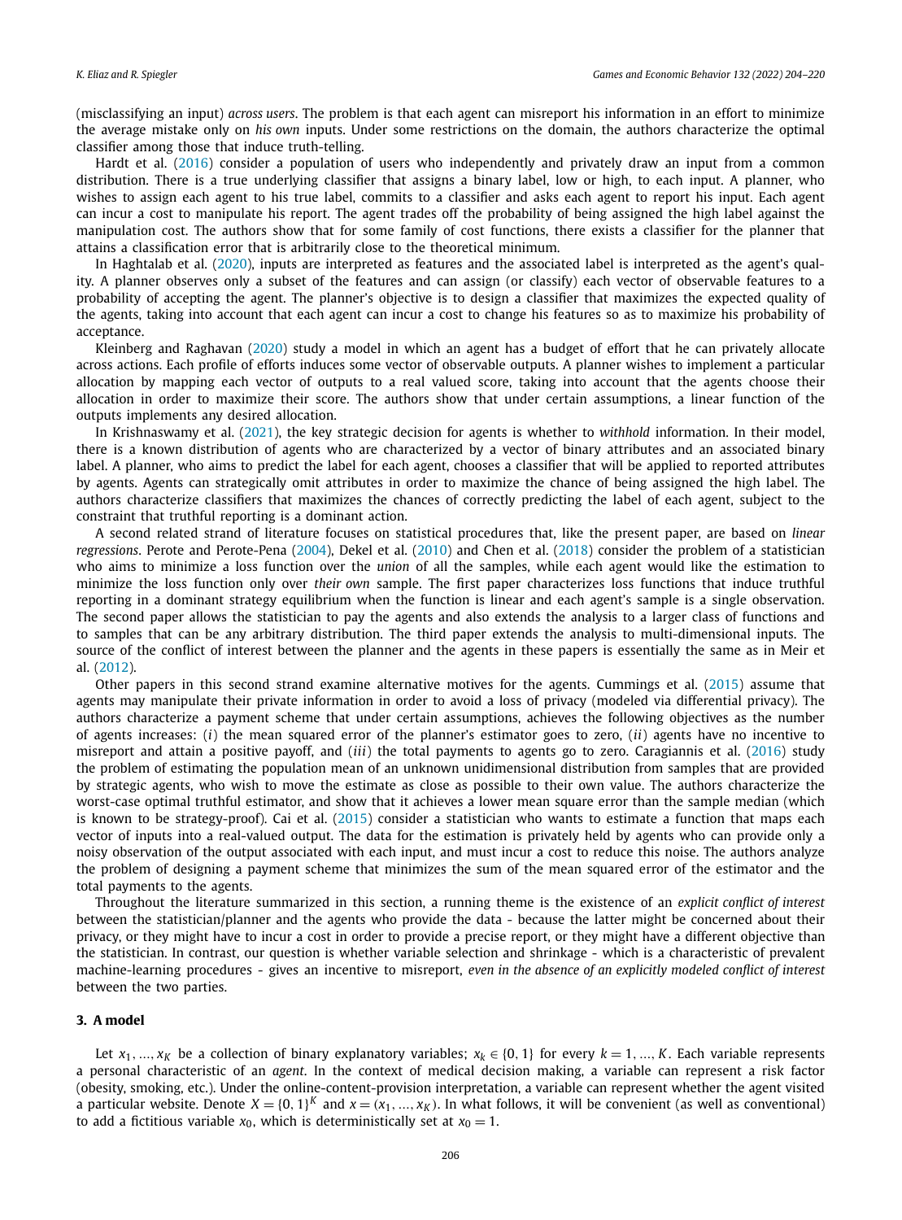(misclassifying an input) *across users*. The problem is that each agent can misreport his information in an effort to minimize the average mistake only on *his own* inputs. Under some restrictions on the domain, the authors characterize the optimal classifier among those that induce truth-telling.

Hardt et al. (2016) consider a population of users who independently and privately draw an input from a common distribution. There is a true underlying classifier that assigns a binary label, low or high, to each input. A planner, who wishes to assign each agent to his true label, commits to a classifier and asks each agent to report his input. Each agent can incur a cost to manipulate his report. The agent trades off the probability of being assigned the high label against the manipulation cost. The authors show that for some family of cost functions, there exists a classifier for the planner that attains a classification error that is arbitrarily close to the theoretical minimum.

In Haghtalab et al. (2020), inputs are interpreted as features and the associated label is interpreted as the agent's quality. A planner observes only a subset of the features and can assign (or classify) each vector of observable features to a probability of accepting the agent. The planner's objective is to design a classifier that maximizes the expected quality of the agents, taking into account that each agent can incur a cost to change his features so as to maximize his probability of acceptance.

Kleinberg and Raghavan (2020) study a model in which an agent has a budget of effort that he can privately allocate across actions. Each profile of efforts induces some vector of observable outputs. A planner wishes to implement a particular allocation by mapping each vector of outputs to a real valued score, taking into account that the agents choose their allocation in order to maximize their score. The authors show that under certain assumptions, a linear function of the outputs implements any desired allocation.

In Krishnaswamy et al. (2021), the key strategic decision for agents is whether to *withhold* information. In their model, there is a known distribution of agents who are characterized by a vector of binary attributes and an associated binary label. A planner, who aims to predict the label for each agent, chooses a classifier that will be applied to reported attributes by agents. Agents can strategically omit attributes in order to maximize the chance of being assigned the high label. The authors characterize classifiers that maximizes the chances of correctly predicting the label of each agent, subject to the constraint that truthful reporting is a dominant action.

A second related strand of literature focuses on statistical procedures that, like the present paper, are based on *linear regressions*. Perote and Perote-Pena (2004), Dekel et al. (2010) and Chen et al. (2018) consider the problem of a statistician who aims to minimize a loss function over the *union* of all the samples, while each agent would like the estimation to minimize the loss function only over *their own* sample. The first paper characterizes loss functions that induce truthful reporting in a dominant strategy equilibrium when the function is linear and each agent's sample is a single observation. The second paper allows the statistician to pay the agents and also extends the analysis to a larger class of functions and to samples that can be any arbitrary distribution. The third paper extends the analysis to multi-dimensional inputs. The source of the conflict of interest between the planner and the agents in these papers is essentially the same as in Meir et al. (2012).

Other papers in this second strand examine alternative motives for the agents. Cummings et al. (2015) assume that agents may manipulate their private information in order to avoid a loss of privacy (modeled via differential privacy). The authors characterize a payment scheme that under certain assumptions, achieves the following objectives as the number of agents increases: (*i*) the mean squared error of the planner's estimator goes to zero, (*ii*) agents have no incentive to misreport and attain a positive payoff, and (*iii*) the total payments to agents go to zero. Caragiannis et al. (2016) study the problem of estimating the population mean of an unknown unidimensional distribution from samples that are provided by strategic agents, who wish to move the estimate as close as possible to their own value. The authors characterize the worst-case optimal truthful estimator, and show that it achieves a lower mean square error than the sample median (which is known to be strategy-proof). Cai et al. (2015) consider a statistician who wants to estimate a function that maps each vector of inputs into a real-valued output. The data for the estimation is privately held by agents who can provide only a noisy observation of the output associated with each input, and must incur a cost to reduce this noise. The authors analyze the problem of designing a payment scheme that minimizes the sum of the mean squared error of the estimator and the total payments to the agents.

Throughout the literature summarized in this section, a running theme is the existence of an *explicit conflict of interest* between the statistician/planner and the agents who provide the data - because the latter might be concerned about their privacy, or they might have to incur a cost in order to provide a precise report, or they might have a different objective than the statistician. In contrast, our question is whether variable selection and shrinkage - which is a characteristic of prevalent machine-learning procedures - gives an incentive to misreport, *even in the absence of an explicitly modeled conflict of interest* between the two parties.

## 3. A model

Let $x_1, ..., x_K$ be a collection of binary explanatory variables; $x_k \in \{0, 1\}$ for every $k = 1, ..., K$. Each variable represents a personal characteristic of an *agent*. In the context of medical decision making, a variable can represent a risk factor (obesity, smoking, etc.). Under the online-content-provision interpretation, a variable can represent whether the agent visited a particular website. Denote $X = \{0, 1\}^K$ and $x = (x_1, ..., x_K)$. In what follows, it will be convenient (as well as conventional) to add a fictitious variable $x_0$, which is deterministically set at $x_0 = 1$.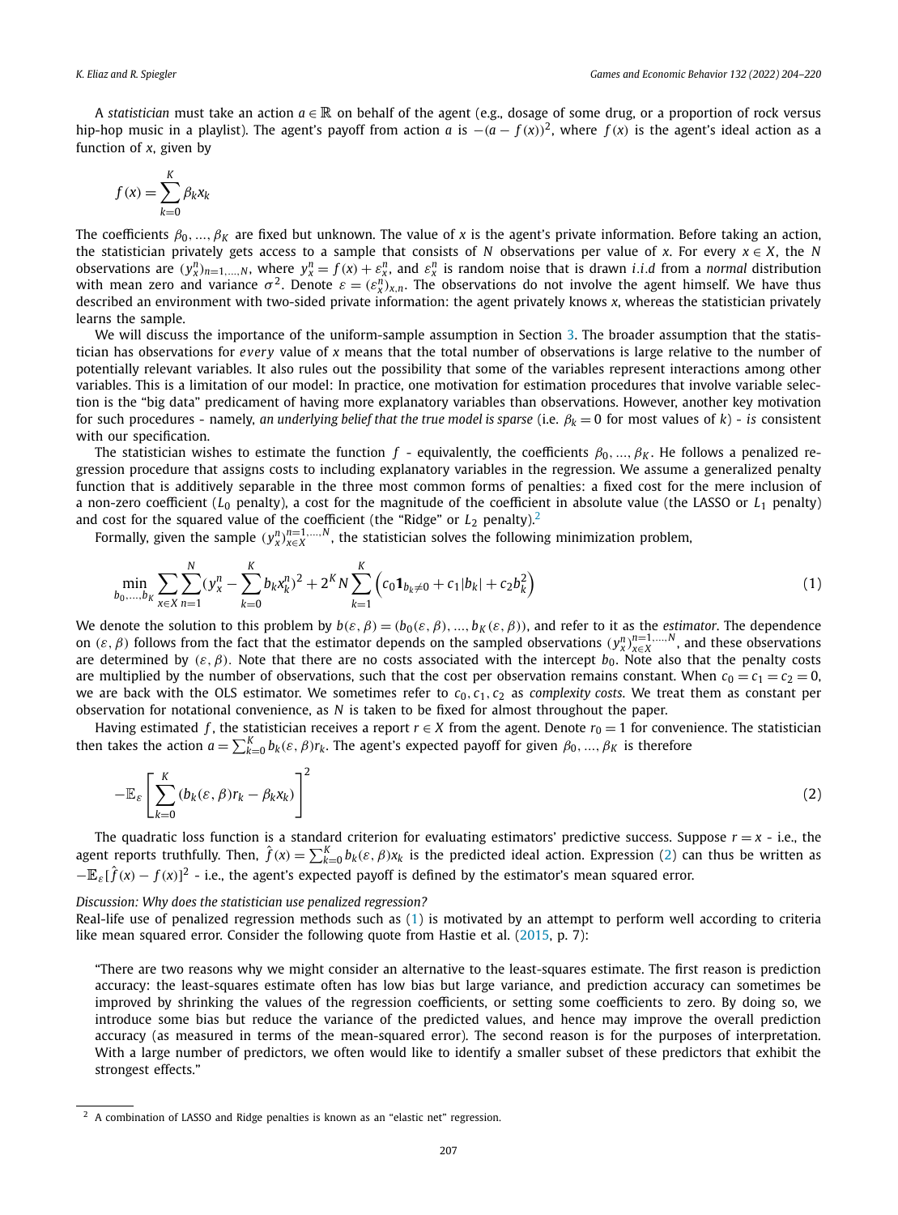A *statistician* must take an action $a \in \mathbb{R}$ on behalf of the agent (e.g., dosage of some drug, or a proportion of rock versus hip-hop music in a playlist). The agent's payoff from action $a$ is $-(a - f(x))^2$, where $f(x)$ is the agent's ideal action as a function of $x$, given by

$$f(x) = \sum_{k=0}^{K} \beta_k x_k$$

The coefficients $\beta_0, ..., \beta_K$ are fixed but unknown. The value of $x$ is the agent's private information. Before taking an action, the statistician privately gets access to a sample that consists of $N$ observations per value of $x$. For every $x \in X$, the $N$ observations are $(y_x^n)_{n=1,...,N}$, where $y_x^n = f(x) + \varepsilon_x^n$, and $\varepsilon_x^n$ is random noise that is drawn *i.i.d* from a *normal* distribution with mean zero and variance $\sigma^2$. Denote $\varepsilon = (\varepsilon_x^n)_{x,n}$. The observations do not involve the agent himself. We have thus described an environment with two-sided private information: the agent privately knows $x$, whereas the statistician privately learns the sample.

We will discuss the importance of the uniform-sample assumption in Section 3. The broader assumption that the statistician has observations for *every* value of $x$ means that the total number of observations is large relative to the number of potentially relevant variables. It also rules out the possibility that some of the variables represent interactions among other variables. This is a limitation of our model: In practice, one motivation for estimation procedures that involve variable selection is the "big data" predicament of having more explanatory variables than observations. However, another key motivation for such procedures - namely, *an underlying belief that the true model is sparse* (i.e. $\beta_k = 0$ for most values of $k$) - *is* consistent with our specification.

The statistician wishes to estimate the function $f$ - equivalently, the coefficients $\beta_0, ..., \beta_K$. He follows a penalized regression procedure that assigns costs to including explanatory variables in the regression. We assume a generalized penalty function that is additively separable in the three most common forms of penalties: a fixed cost for the mere inclusion of a non-zero coefficient ($L_0$ penalty), a cost for the magnitude of the coefficient in absolute value (the LASSO or $L_1$ penalty) and cost for the squared value of the coefficient (the "Ridge" or $L_2$ penalty).[2]

Formally, given the sample $(y_x^n)_{x \in X}^{n=1,...,N}$, the statistician solves the following minimization problem,

$$\min_{b_0,...,b_K} \sum_{x \in X} \sum_{n=1}^{N} (y_x^n - \sum_{k=0}^{K} b_k x_k^n)^2 + 2^K N \sum_{k=1}^{K} \left( c_0 \mathbf{1}_{b_k \neq 0} + c_1 |b_k| + c_2 b_k^2 \right) \tag{1}$$

We denote the solution to this problem by $b(\varepsilon, \beta) = (b_0(\varepsilon, \beta), ..., b_K(\varepsilon, \beta))$, and refer to it as the *estimator*. The dependence on $(\varepsilon, \beta)$ follows from the fact that the estimator depends on the sampled observations $(y_x^n)_{x \in X}^{n=1,...,N}$, and these observations are determined by $(\varepsilon, \beta)$. Note that there are no costs associated with the intercept $b_0$. Note also that the penalty costs are multiplied by the number of observations, such that the cost per observation remains constant. When $c_0 = c_1 = c_2 = 0$, we are back with the OLS estimator. We sometimes refer to $c_0, c_1, c_2$ as *complexity costs*. We treat them as constant per observation for notational convenience, as $N$ is taken to be fixed for almost throughout the paper.

Having estimated $f$, the statistician receives a report $r \in X$ from the agent. Denote $r_0 = 1$ for convenience. The statistician then takes the action $a = \sum_{k=0}^{K} b_k(\varepsilon, \beta) r_k$. The agent's expected payoff for given $\beta_0, ..., \beta_K$ is therefore

$$-\mathbb{E}_{\varepsilon} \left[ \sum_{k=0}^{K} (b_k(\varepsilon, \beta) r_k - \beta_k x_k) \right]^2 \tag{2}$$

The quadratic loss function is a standard criterion for evaluating estimators' predictive success. Suppose $r = x$ - i.e., the agent reports truthfully. Then, $\hat{f}(x) = \sum_{k=0}^{K} b_k(\varepsilon, \beta) x_k$ is the predicted ideal action. Expression (2) can thus be written as $-\mathbb{E}_{\varepsilon}[\hat{f}(x) - f(x)]^2$ - i.e., the agent's expected payoff is defined by the estimator's mean squared error.

*Discussion: Why does the statistician use penalized regression?*

Real-life use of penalized regression methods such as (1) is motivated by an attempt to perform well according to criteria like mean squared error. Consider the following quote from Hastie et al. (2015, p. 7):

> "There are two reasons why we might consider an alternative to the least-squares estimate. The first reason is prediction accuracy: the least-squares estimate often has low bias but large variance, and prediction accuracy can sometimes be improved by shrinking the values of the regression coefficients, or setting some coefficients to zero. By doing so, we introduce some bias but reduce the variance of the predicted values, and hence may improve the overall prediction accuracy (as measured in terms of the mean-squared error). The second reason is for the purposes of interpretation. With a large number of predictors, we often would like to identify a smaller subset of these predictors that exhibit the strongest effects."

[2] A combination of LASSO and Ridge penalties is known as an "elastic net" regression.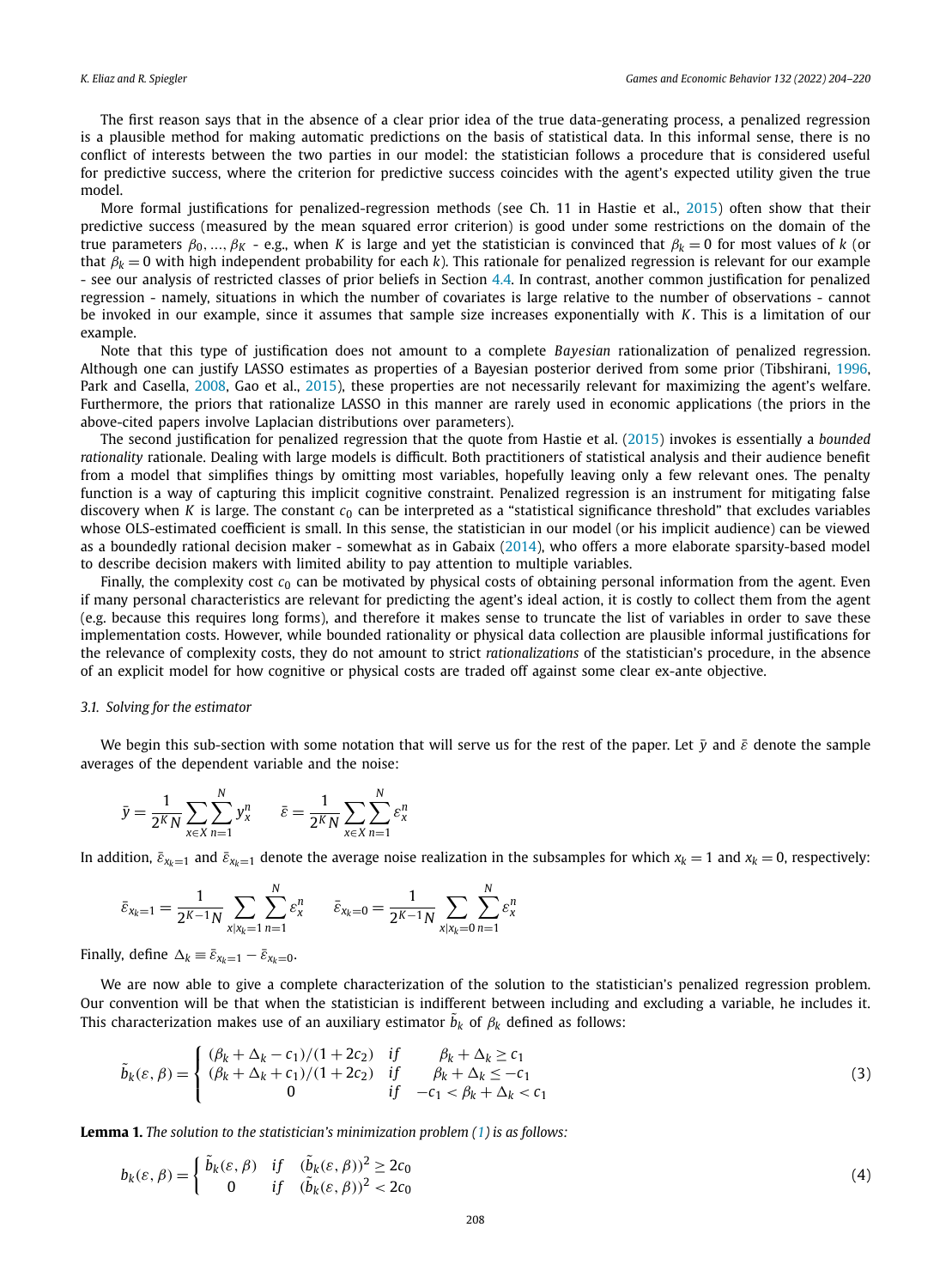The first reason says that in the absence of a clear prior idea of the true data-generating process, a penalized regression is a plausible method for making automatic predictions on the basis of statistical data. In this informal sense, there is no conflict of interests between the two parties in our model: the statistician follows a procedure that is considered useful for predictive success, where the criterion for predictive success coincides with the agent's expected utility given the true model.

More formal justifications for penalized-regression methods (see Ch. 11 in Hastie et al., 2015) often show that their predictive success (measured by the mean squared error criterion) is good under some restrictions on the domain of the true parameters $\beta_0, ..., \beta_K$ - e.g., when $K$ is large and yet the statistician is convinced that $\beta_k = 0$ for most values of $k$ (or that $\beta_k = 0$ with high independent probability for each $k$). This rationale for penalized regression is relevant for our example - see our analysis of restricted classes of prior beliefs in Section 4.4. In contrast, another common justification for penalized regression - namely, situations in which the number of covariates is large relative to the number of observations - cannot be invoked in our example, since it assumes that sample size increases exponentially with $K$. This is a limitation of our example.

Note that this type of justification does not amount to a complete *Bayesian* rationalization of penalized regression. Although one can justify LASSO estimates as properties of a Bayesian posterior derived from some prior (Tibshirani, 1996, Park and Casella, 2008, Gao et al., 2015), these properties are not necessarily relevant for maximizing the agent's welfare. Furthermore, the priors that rationalize LASSO in this manner are rarely used in economic applications (the priors in the above-cited papers involve Laplacian distributions over parameters).

The second justification for penalized regression that the quote from Hastie et al. (2015) invokes is essentially a *bounded rationality* rationale. Dealing with large models is difficult. Both practitioners of statistical analysis and their audience benefit from a model that simplifies things by omitting most variables, hopefully leaving only a few relevant ones. The penalty function is a way of capturing this implicit cognitive constraint. Penalized regression is an instrument for mitigating false discovery when $K$ is large. The constant $c_0$ can be interpreted as a "statistical significance threshold" that excludes variables whose OLS-estimated coefficient is small. In this sense, the statistician in our model (or his implicit audience) can be viewed as a boundedly rational decision maker - somewhat as in Gabaix (2014), who offers a more elaborate sparsity-based model to describe decision makers with limited ability to pay attention to multiple variables.

Finally, the complexity cost $c_0$ can be motivated by physical costs of obtaining personal information from the agent. Even if many personal characteristics are relevant for predicting the agent's ideal action, it is costly to collect them from the agent (e.g. because this requires long forms), and therefore it makes sense to truncate the list of variables in order to save these implementation costs. However, while bounded rationality or physical data collection are plausible informal justifications for the relevance of complexity costs, they do not amount to strict *rationalizations* of the statistician's procedure, in the absence of an explicit model for how cognitive or physical costs are traded off against some clear ex-ante objective.

### 3.1. Solving for the estimator

We begin this sub-section with some notation that will serve us for the rest of the paper. Let $\bar{y}$ and $\bar{\varepsilon}$ denote the sample averages of the dependent variable and the noise:

$$\bar{y} = \frac{1}{2^K N} \sum_{x \in X} \sum_{n=1}^{N} y_x^n \qquad \bar{\varepsilon} = \frac{1}{2^K N} \sum_{x \in X} \sum_{n=1}^{N} \varepsilon_x^n$$

In addition, $\bar{\varepsilon}_{x_k=1}$ and $\bar{\varepsilon}_{x_k=1}$ denote the average noise realization in the subsamples for which $x_k = 1$ and $x_k = 0$, respectively:

$$\bar{\varepsilon}_{x_k=1} = \frac{1}{2^{K-1} N} \sum_{x|x_k=1} \sum_{n=1}^{N} \varepsilon_x^n \qquad \bar{\varepsilon}_{x_k=0} = \frac{1}{2^{K-1} N} \sum_{x|x_k=0} \sum_{n=1}^{N} \varepsilon_x^n$$

Finally, define $\Delta_k \equiv \bar{\varepsilon}_{x_k=1} - \bar{\varepsilon}_{x_k=0}$.

We are now able to give a complete characterization of the solution to the statistician's penalized regression problem. Our convention will be that when the statistician is indifferent between including and excluding a variable, he includes it. This characterization makes use of an auxiliary estimator $\tilde{b}_k$ of $\beta_k$ defined as follows:

$$\tilde{b}_k(\varepsilon, \beta) = \begin{cases} (\beta_k + \Delta_k - c_1)/(1 + 2c_2) & if \quad \beta_k + \Delta_k \geq c_1 \\ (\beta_k + \Delta_k + c_1)/(1 + 2c_2) & if \quad \beta_k + \Delta_k \leq -c_1 \\ 0 & if \quad -c_1 < \beta_k + \Delta_k < c_1 \end{cases} \tag{3}$$

**Lemma 1.** *The solution to the statistician's minimization problem (1) is as follows:*

$$b_k(\varepsilon, \beta) = \begin{cases} \tilde{b}_k(\varepsilon, \beta) & if \quad (\tilde{b}_k(\varepsilon, \beta))^2 \geq 2c_0 \\ 0 & if \quad (\tilde{b}_k(\varepsilon, \beta))^2 < 2c_0 \end{cases} \tag{4}$$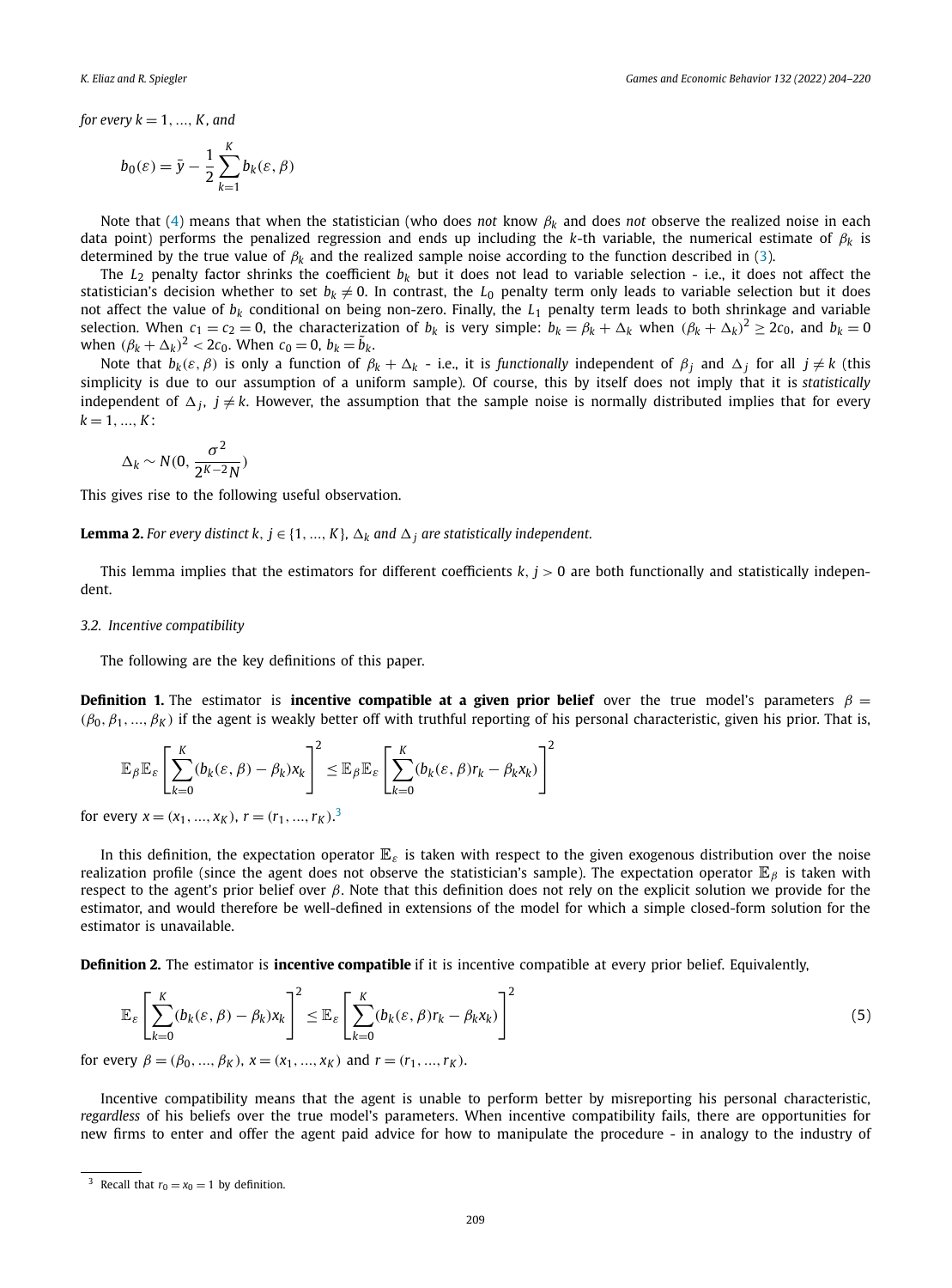*for every* $k = 1, ..., K$*, and*

$$b_0(\varepsilon) = \bar{y} - \frac{1}{2}\sum_{k=1}^{K} b_k(\varepsilon, \beta)$$

Note that (4) means that when the statistician (who does *not* know $\beta_k$ and does *not* observe the realized noise in each data point) performs the penalized regression and ends up including the $k$-th variable, the numerical estimate of $\beta_k$ is determined by the true value of $\beta_k$ and the realized sample noise according to the function described in (3).

The $L_2$ penalty factor shrinks the coefficient $b_k$ but it does not lead to variable selection - i.e., it does not affect the statistician's decision whether to set $b_k \neq 0$. In contrast, the $L_0$ penalty term only leads to variable selection but it does not affect the value of $b_k$ conditional on being non-zero. Finally, the $L_1$ penalty term leads to both shrinkage and variable selection. When $c_1 = c_2 = 0$, the characterization of $b_k$ is very simple: $b_k = \beta_k + \Delta_k$ when $(\beta_k + \Delta_k)^2 \geq 2c_0$, and $b_k = 0$ when $(\beta_k + \Delta_k)^2 < 2c_0$. When $c_0 = 0$, $b_k = \tilde{b}_k$.

Note that $b_k(\varepsilon, \beta)$ is only a function of $\beta_k + \Delta_k$ - i.e., it is *functionally* independent of $\beta_j$ and $\Delta_j$ for all $j \neq k$ (this simplicity is due to our assumption of a uniform sample). Of course, this by itself does not imply that it is *statistically* independent of $\Delta_j$, $j \neq k$. However, the assumption that the sample noise is normally distributed implies that for every $k = 1, ..., K$:

$$\Delta_k \sim N(0, \frac{\sigma^2}{2^{K-2}N})$$

This gives rise to the following useful observation.

**Lemma 2.** *For every distinct* $k, j \in \{1, ..., K\}$*,* $\Delta_k$ *and* $\Delta_j$ *are statistically independent.*

This lemma implies that the estimators for different coefficients $k, j > 0$ are both functionally and statistically independent.

### *3.2. Incentive compatibility*

The following are the key definitions of this paper.

**Definition 1.** The estimator is **incentive compatible at a given prior belief** over the true model's parameters $\beta = (\beta_0, \beta_1, ..., \beta_K)$ if the agent is weakly better off with truthful reporting of his personal characteristic, given his prior. That is,

$$\mathbb{E}_\beta \mathbb{E}_\varepsilon \left[\sum_{k=0}^{K}(b_k(\varepsilon, \beta) - \beta_k)x_k\right]^2 \leq \mathbb{E}_\beta \mathbb{E}_\varepsilon \left[\sum_{k=0}^{K}(b_k(\varepsilon, \beta)r_k - \beta_k x_k)\right]^2$$

for every $x = (x_1, ..., x_K)$, $r = (r_1, ..., r_K)$.[3]

In this definition, the expectation operator $\mathbb{E}_\varepsilon$ is taken with respect to the given exogenous distribution over the noise realization profile (since the agent does not observe the statistician's sample). The expectation operator $\mathbb{E}_\beta$ is taken with respect to the agent's prior belief over $\beta$. Note that this definition does not rely on the explicit solution we provide for the estimator, and would therefore be well-defined in extensions of the model for which a simple closed-form solution for the estimator is unavailable.

**Definition 2.** The estimator is **incentive compatible** if it is incentive compatible at every prior belief. Equivalently,

$$\mathbb{E}_\varepsilon \left[\sum_{k=0}^{K}(b_k(\varepsilon, \beta) - \beta_k)x_k\right]^2 \leq \mathbb{E}_\varepsilon \left[\sum_{k=0}^{K}(b_k(\varepsilon, \beta)r_k - \beta_k x_k)\right]^2 \tag{5}$$

for every $\beta = (\beta_0, ..., \beta_K)$, $x = (x_1, ..., x_K)$ and $r = (r_1, ..., r_K)$.

Incentive compatibility means that the agent is unable to perform better by misreporting his personal characteristic, *regardless* of his beliefs over the true model's parameters. When incentive compatibility fails, there are opportunities for new firms to enter and offer the agent paid advice for how to manipulate the procedure - in analogy to the industry of

[3] Recall that $r_0 = x_0 = 1$ by definition.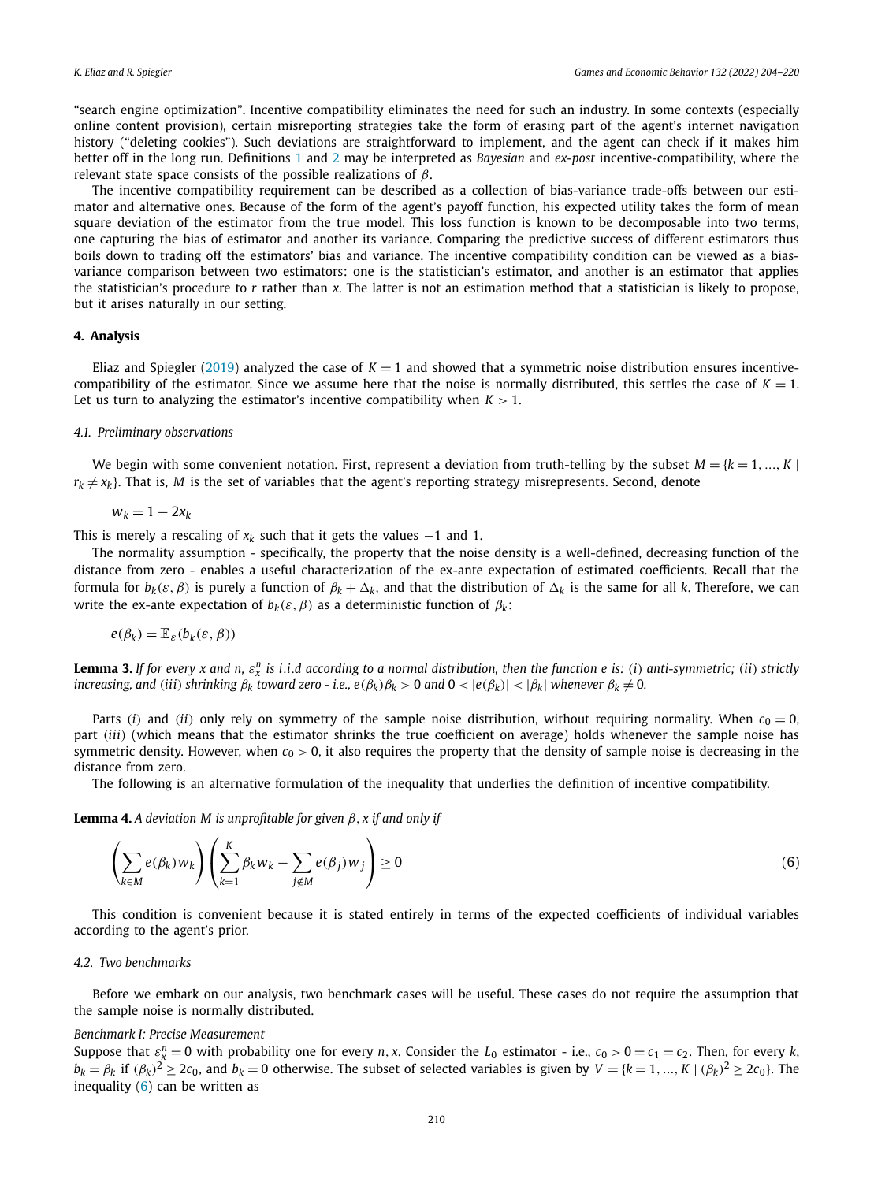"search engine optimization". Incentive compatibility eliminates the need for such an industry. In some contexts (especially online content provision), certain misreporting strategies take the form of erasing part of the agent's internet navigation history ("deleting cookies"). Such deviations are straightforward to implement, and the agent can check if it makes him better off in the long run. Definitions 1 and 2 may be interpreted as *Bayesian* and *ex-post* incentive-compatibility, where the relevant state space consists of the possible realizations of $\beta$.

The incentive compatibility requirement can be described as a collection of bias-variance trade-offs between our estimator and alternative ones. Because of the form of the agent's payoff function, his expected utility takes the form of mean square deviation of the estimator from the true model. This loss function is known to be decomposable into two terms, one capturing the bias of estimator and another its variance. Comparing the predictive success of different estimators thus boils down to trading off the estimators' bias and variance. The incentive compatibility condition can be viewed as a bias-variance comparison between two estimators: one is the statistician's estimator, and another is an estimator that applies the statistician's procedure to $r$ rather than $x$. The latter is not an estimation method that a statistician is likely to propose, but it arises naturally in our setting.

## 4. Analysis

Eliaz and Spiegler (2019) analyzed the case of $K = 1$ and showed that a symmetric noise distribution ensures incentive-compatibility of the estimator. Since we assume here that the noise is normally distributed, this settles the case of $K = 1$. Let us turn to analyzing the estimator's incentive compatibility when $K > 1$.

### 4.1. Preliminary observations

We begin with some convenient notation. First, represent a deviation from truth-telling by the subset $M = \{k = 1, ..., K \mid r_k \neq x_k\}$. That is, $M$ is the set of variables that the agent's reporting strategy misrepresents. Second, denote

$$w_k = 1 - 2x_k$$

This is merely a rescaling of $x_k$ such that it gets the values $-1$ and 1.

The normality assumption - specifically, the property that the noise density is a well-defined, decreasing function of the distance from zero - enables a useful characterization of the ex-ante expectation of estimated coefficients. Recall that the formula for $b_k(\varepsilon, \beta)$ is purely a function of $\beta_k + \Delta_k$, and that the distribution of $\Delta_k$ is the same for all $k$. Therefore, we can write the ex-ante expectation of $b_k(\varepsilon, \beta)$ as a deterministic function of $\beta_k$:

$$e(\beta_k) = \mathbb{E}_\varepsilon(b_k(\varepsilon, \beta))$$

**Lemma 3.** *If for every $x$ and $n$, $\varepsilon_x^n$ is i.i.d according to a normal distribution, then the function $e$ is: (i) anti-symmetric; (ii) strictly increasing, and (iii) shrinking $\beta_k$ toward zero - i.e., $e(\beta_k)\beta_k > 0$ and $0 < |e(\beta_k)| < |\beta_k|$ whenever $\beta_k \neq 0$.*

Parts (*i*) and (*ii*) only rely on symmetry of the sample noise distribution, without requiring normality. When $c_0 = 0$, part (*iii*) (which means that the estimator shrinks the true coefficient on average) holds whenever the sample noise has symmetric density. However, when $c_0 > 0$, it also requires the property that the density of sample noise is decreasing in the distance from zero.

The following is an alternative formulation of the inequality that underlies the definition of incentive compatibility.

**Lemma 4.** *A deviation $M$ is unprofitable for given $\beta, x$ if and only if*

$$\left(\sum_{k \in M} e(\beta_k) w_k\right)\left(\sum_{k=1}^{K} \beta_k w_k - \sum_{j \notin M} e(\beta_j) w_j\right) \geq 0 \tag{6}$$

This condition is convenient because it is stated entirely in terms of the expected coefficients of individual variables according to the agent's prior.

### 4.2. Two benchmarks

Before we embark on our analysis, two benchmark cases will be useful. These cases do not require the assumption that the sample noise is normally distributed.

*Benchmark I: Precise Measurement*

Suppose that $\varepsilon_x^n = 0$ with probability one for every $n, x$. Consider the $L_0$ estimator - i.e., $c_0 > 0 = c_1 = c_2$. Then, for every $k$, $b_k = \beta_k$ if $(\beta_k)^2 \geq 2c_0$, and $b_k = 0$ otherwise. The subset of selected variables is given by $V = \{k = 1, ..., K \mid (\beta_k)^2 \geq 2c_0\}$. The inequality (6) can be written as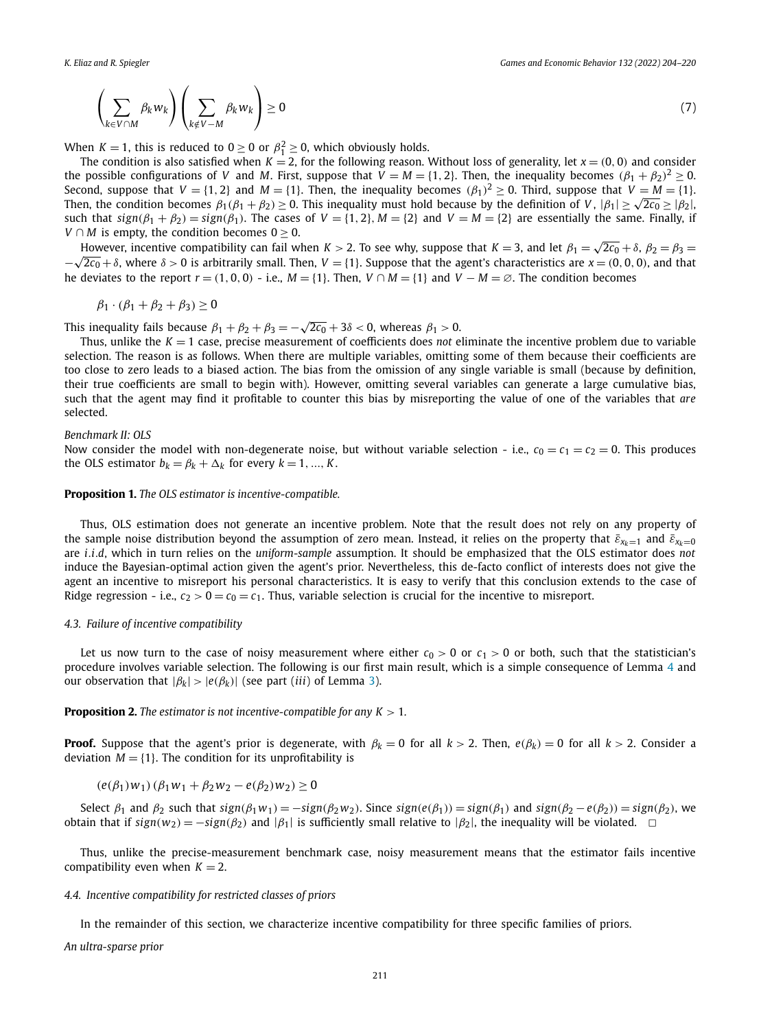$$\left(\sum_{k\in V\cap M}\beta_k w_k\right)\left(\sum_{k\notin V-M}\beta_k w_k\right)\geq 0 \tag{7}$$

When $K=1$, this is reduced to $0\geq 0$ or $\beta_1^2\geq 0$, which obviously holds.

The condition is also satisfied when $K=2$, for the following reason. Without loss of generality, let $x=(0,0)$ and consider the possible configurations of $V$ and $M$. First, suppose that $V=M=\{1,2\}$. Then, the inequality becomes $(\beta_1+\beta_2)^2\geq 0$. Second, suppose that $V=\{1,2\}$ and $M=\{1\}$. Then, the inequality becomes $(\beta_1)^2\geq 0$. Third, suppose that $V=M=\{1\}$. Then, the condition becomes $\beta_1(\beta_1+\beta_2)\geq 0$. This inequality must hold because by the definition of $V$, $|\beta_1|\geq\sqrt{2c_0}\geq|\beta_2|$, such that $sign(\beta_1+\beta_2)=sign(\beta_1)$. The cases of $V=\{1,2\}, M=\{2\}$ and $V=M=\{2\}$ are essentially the same. Finally, if $V\cap M$ is empty, the condition becomes $0\geq 0$.

However, incentive compatibility can fail when $K>2$. To see why, suppose that $K=3$, and let $\beta_1=\sqrt{2c_0}+\delta$, $\beta_2=\beta_3=-\sqrt{2c_0}+\delta$, where $\delta>0$ is arbitrarily small. Then, $V=\{1\}$. Suppose that the agent's characteristics are $x=(0,0,0)$, and that he deviates to the report $r=(1,0,0)$ - i.e., $M=\{1\}$. Then, $V\cap M=\{1\}$ and $V-M=\varnothing$. The condition becomes

$$\beta_1\cdot(\beta_1+\beta_2+\beta_3)\geq 0$$

This inequality fails because $\beta_1+\beta_2+\beta_3=-\sqrt{2c_0}+3\delta<0$, whereas $\beta_1>0$.

Thus, unlike the $K=1$ case, precise measurement of coefficients does *not* eliminate the incentive problem due to variable selection. The reason is as follows. When there are multiple variables, omitting some of them because their coefficients are too close to zero leads to a biased action. The bias from the omission of any single variable is small (because by definition, their true coefficients are small to begin with). However, omitting several variables can generate a large cumulative bias, such that the agent may find it profitable to counter this bias by misreporting the value of one of the variables that *are* selected.

*Benchmark II: OLS*

Now consider the model with non-degenerate noise, but without variable selection - i.e., $c_0=c_1=c_2=0$. This produces the OLS estimator $b_k=\beta_k+\Delta_k$ for every $k=1,\ldots,K$.

**Proposition 1.** *The OLS estimator is incentive-compatible.*

Thus, OLS estimation does not generate an incentive problem. Note that the result does not rely on any property of the sample noise distribution beyond the assumption of zero mean. Instead, it relies on the property that $\bar{\varepsilon}_{x_k=1}$ and $\bar{\varepsilon}_{x_k=0}$ are *i.i.d*, which in turn relies on the *uniform-sample* assumption. It should be emphasized that the OLS estimator does *not* induce the Bayesian-optimal action given the agent's prior. Nevertheless, this de-facto conflict of interests does not give the agent an incentive to misreport his personal characteristics. It is easy to verify that this conclusion extends to the case of Ridge regression - i.e., $c_2>0=c_0=c_1$. Thus, variable selection is crucial for the incentive to misreport.

### 4.3. Failure of incentive compatibility

Let us now turn to the case of noisy measurement where either $c_0>0$ or $c_1>0$ or both, such that the statistician's procedure involves variable selection. The following is our first main result, which is a simple consequence of Lemma 4 and our observation that $|\beta_k|>|e(\beta_k)|$ (see part (*iii*) of Lemma 3).

**Proposition 2.** *The estimator is not incentive-compatible for any $K>1$.*

**Proof.** Suppose that the agent's prior is degenerate, with $\beta_k=0$ for all $k>2$. Then, $e(\beta_k)=0$ for all $k>2$. Consider a deviation $M=\{1\}$. The condition for its unprofitability is

$$(e(\beta_1)w_1)\,(\beta_1 w_1+\beta_2 w_2-e(\beta_2)w_2)\geq 0$$

Select $\beta_1$ and $\beta_2$ such that $sign(\beta_1 w_1)=-sign(\beta_2 w_2)$. Since $sign(e(\beta_1))=sign(\beta_1)$ and $sign(\beta_2-e(\beta_2))=sign(\beta_2)$, we obtain that if $sign(w_2)=-sign(\beta_2)$ and $|\beta_1|$ is sufficiently small relative to $|\beta_2|$, the inequality will be violated. $\square$

Thus, unlike the precise-measurement benchmark case, noisy measurement means that the estimator fails incentive compatibility even when $K=2$.

### 4.4. Incentive compatibility for restricted classes of priors

In the remainder of this section, we characterize incentive compatibility for three specific families of priors.

*An ultra-sparse prior*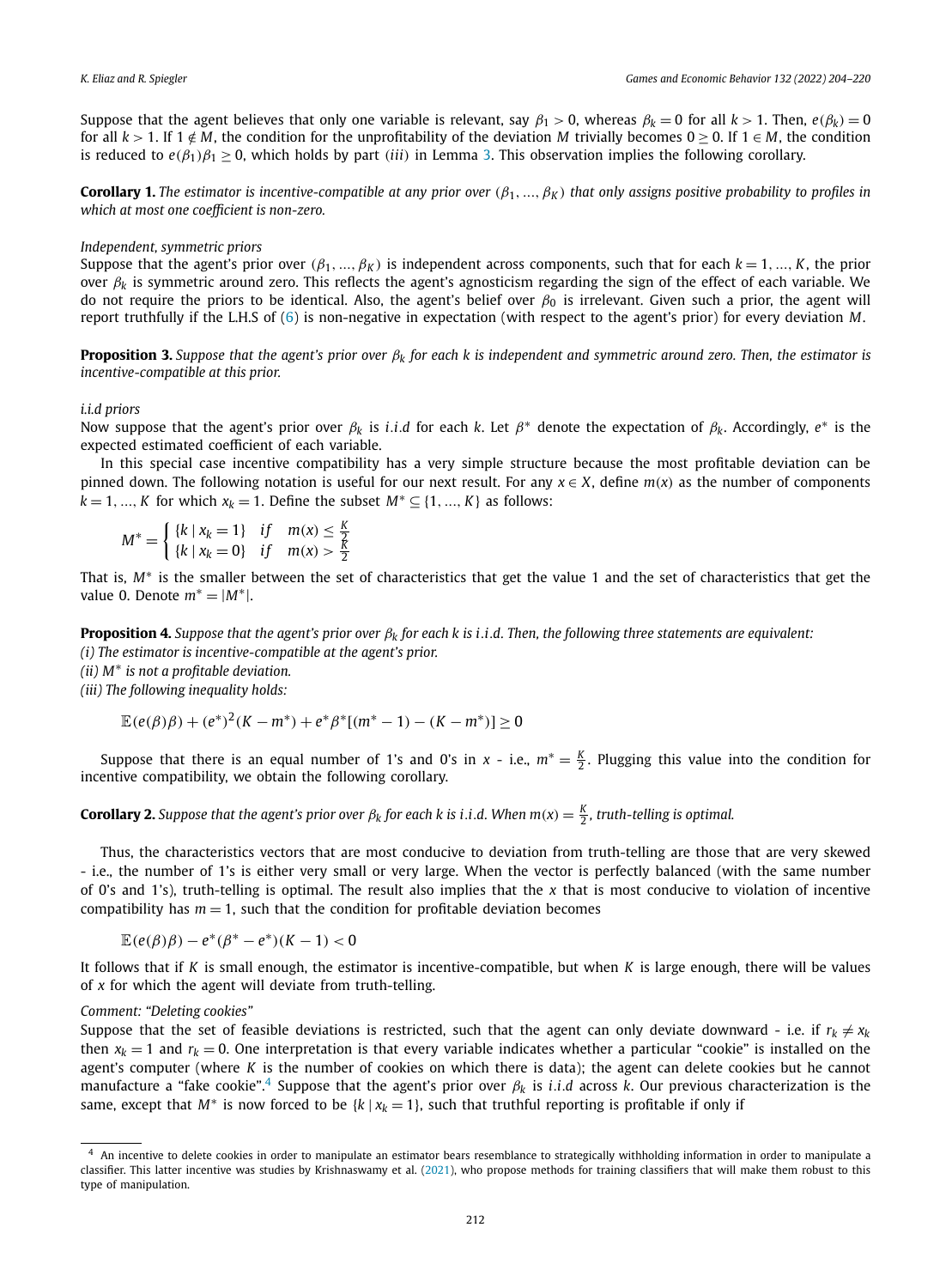Suppose that the agent believes that only one variable is relevant, say $\beta_1 > 0$, whereas $\beta_k = 0$ for all $k > 1$. Then, $e(\beta_k) = 0$ for all $k > 1$. If $1 \notin M$, the condition for the unprofitability of the deviation $M$ trivially becomes $0 \geq 0$. If $1 \in M$, the condition is reduced to $e(\beta_1)\beta_1 \geq 0$, which holds by part $(iii)$ in Lemma 3. This observation implies the following corollary.

**Corollary 1.** *The estimator is incentive-compatible at any prior over $(\beta_1, ..., \beta_K)$ that only assigns positive probability to profiles in which at most one coefficient is non-zero.*

*Independent, symmetric priors*
Suppose that the agent's prior over $(\beta_1, ..., \beta_K)$ is independent across components, such that for each $k = 1, ..., K$, the prior over $\beta_k$ is symmetric around zero. This reflects the agent's agnosticism regarding the sign of the effect of each variable. We do not require the priors to be identical. Also, the agent's belief over $\beta_0$ is irrelevant. Given such a prior, the agent will report truthfully if the L.H.S of (6) is non-negative in expectation (with respect to the agent's prior) for every deviation $M$.

**Proposition 3.** *Suppose that the agent's prior over $\beta_k$ for each $k$ is independent and symmetric around zero. Then, the estimator is incentive-compatible at this prior.*

*i.i.d priors*
Now suppose that the agent's prior over $\beta_k$ is $i.i.d$ for each $k$. Let $\beta^*$ denote the expectation of $\beta_k$. Accordingly, $e^*$ is the expected estimated coefficient of each variable.

In this special case incentive compatibility has a very simple structure because the most profitable deviation can be pinned down. The following notation is useful for our next result. For any $x \in X$, define $m(x)$ as the number of components $k = 1, ..., K$ for which $x_k = 1$. Define the subset $M^* \subseteq \{1, ..., K\}$ as follows:

$$M^* = \begin{cases} \{k \mid x_k = 1\} & if \quad m(x) \leq \frac{K}{2} \\ \{k \mid x_k = 0\} & if \quad m(x) > \frac{K}{2} \end{cases}$$

That is, $M^*$ is the smaller between the set of characteristics that get the value 1 and the set of characteristics that get the value 0. Denote $m^* = |M^*|$.

**Proposition 4.** *Suppose that the agent's prior over $\beta_k$ for each $k$ is $i.i.d$. Then, the following three statements are equivalent:*
*(i) The estimator is incentive-compatible at the agent's prior.*
*(ii) $M^*$ is not a profitable deviation.*
*(iii) The following inequality holds:*

$$\mathbb{E}(e(\beta)\beta) + (e^*)^2(K - m^*) + e^*\beta^*[(m^* - 1) - (K - m^*)] \geq 0$$

Suppose that there is an equal number of 1's and 0's in $x$ - i.e., $m^* = \frac{K}{2}$. Plugging this value into the condition for incentive compatibility, we obtain the following corollary.

**Corollary 2.** *Suppose that the agent's prior over $\beta_k$ for each $k$ is $i.i.d$. When $m(x) = \frac{K}{2}$, truth-telling is optimal.*

Thus, the characteristics vectors that are most conducive to deviation from truth-telling are those that are very skewed - i.e., the number of 1's is either very small or very large. When the vector is perfectly balanced (with the same number of 0's and 1's), truth-telling is optimal. The result also implies that the $x$ that is most conducive to violation of incentive compatibility has $m = 1$, such that the condition for profitable deviation becomes

$$\mathbb{E}(e(\beta)\beta) - e^*(\beta^* - e^*)(K - 1) < 0$$

It follows that if $K$ is small enough, the estimator is incentive-compatible, but when $K$ is large enough, there will be values of $x$ for which the agent will deviate from truth-telling.

*Comment: "Deleting cookies"*
Suppose that the set of feasible deviations is restricted, such that the agent can only deviate downward - i.e. if $r_k \neq x_k$ then $x_k = 1$ and $r_k = 0$. One interpretation is that every variable indicates whether a particular "cookie" is installed on the agent's computer (where $K$ is the number of cookies on which there is data); the agent can delete cookies but he cannot manufacture a "fake cookie".[4] Suppose that the agent's prior over $\beta_k$ is $i.i.d$ across $k$. Our previous characterization is the same, except that $M^*$ is now forced to be $\{k \mid x_k = 1\}$, such that truthful reporting is profitable if only if

[4] An incentive to delete cookies in order to manipulate an estimator bears resemblance to strategically withholding information in order to manipulate a classifier. This latter incentive was studies by Krishnaswamy et al. (2021), who propose methods for training classifiers that will make them robust to this type of manipulation.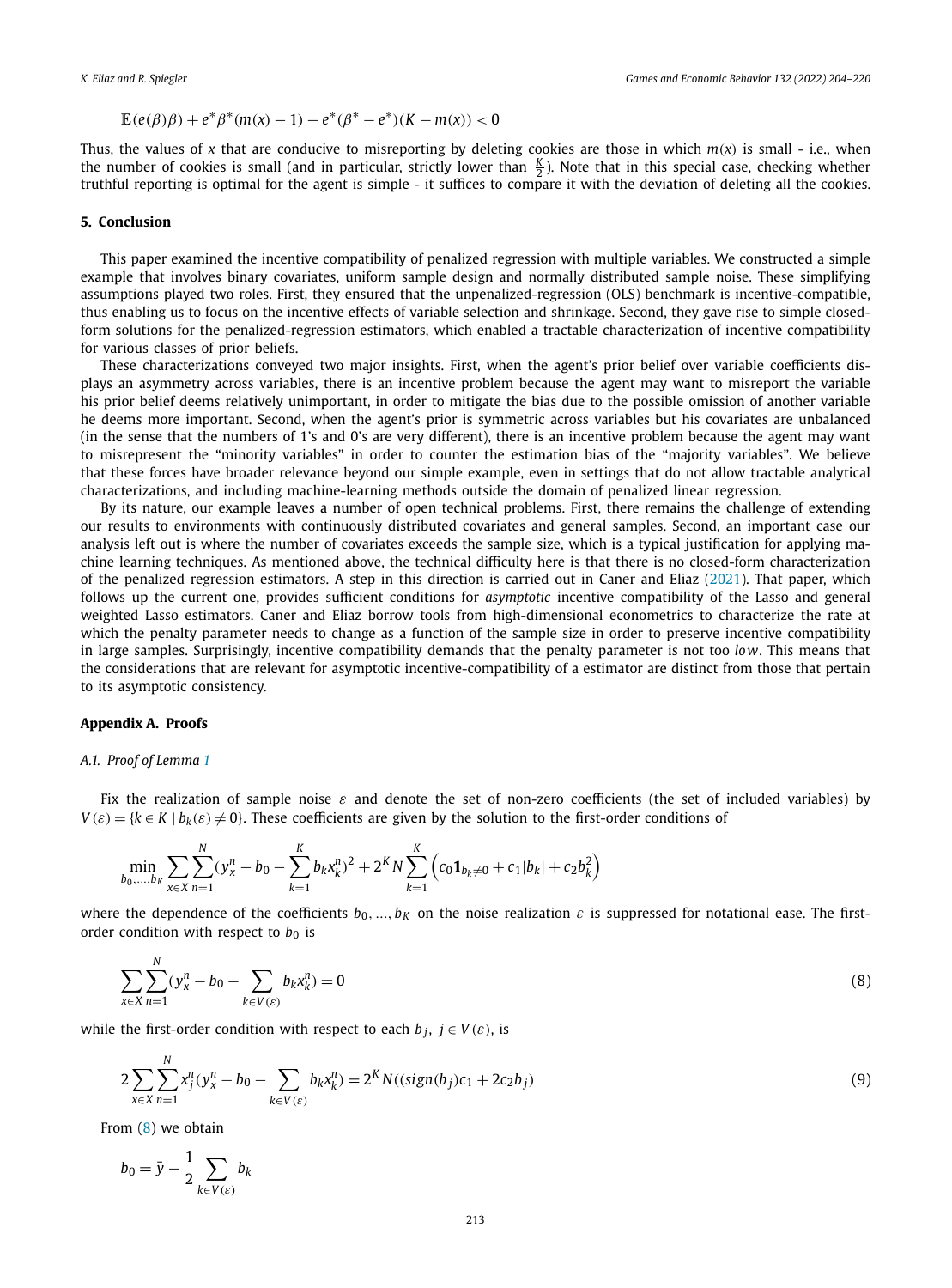$$\mathbb{E}(e(\beta)\beta) + e^*\beta^*(m(x) - 1) - e^*(\beta^* - e^*)(K - m(x)) < 0$$

Thus, the values of $x$ that are conducive to misreporting by deleting cookies are those in which $m(x)$ is small - i.e., when the number of cookies is small (and in particular, strictly lower than $\frac{K}{2}$). Note that in this special case, checking whether truthful reporting is optimal for the agent is simple - it suffices to compare it with the deviation of deleting all the cookies.

## 5. Conclusion

This paper examined the incentive compatibility of penalized regression with multiple variables. We constructed a simple example that involves binary covariates, uniform sample design and normally distributed sample noise. These simplifying assumptions played two roles. First, they ensured that the unpenalized-regression (OLS) benchmark is incentive-compatible, thus enabling us to focus on the incentive effects of variable selection and shrinkage. Second, they gave rise to simple closed-form solutions for the penalized-regression estimators, which enabled a tractable characterization of incentive compatibility for various classes of prior beliefs.

These characterizations conveyed two major insights. First, when the agent's prior belief over variable coefficients displays an asymmetry across variables, there is an incentive problem because the agent may want to misreport the variable his prior belief deems relatively unimportant, in order to mitigate the bias due to the possible omission of another variable he deems more important. Second, when the agent's prior is symmetric across variables but his covariates are unbalanced (in the sense that the numbers of 1's and 0's are very different), there is an incentive problem because the agent may want to misrepresent the "minority variables" in order to counter the estimation bias of the "majority variables". We believe that these forces have broader relevance beyond our simple example, even in settings that do not allow tractable analytical characterizations, and including machine-learning methods outside the domain of penalized linear regression.

By its nature, our example leaves a number of open technical problems. First, there remains the challenge of extending our results to environments with continuously distributed covariates and general samples. Second, an important case our analysis left out is where the number of covariates exceeds the sample size, which is a typical justification for applying machine learning techniques. As mentioned above, the technical difficulty here is that there is no closed-form characterization of the penalized regression estimators. A step in this direction is carried out in Caner and Eliaz (2021). That paper, which follows up the current one, provides sufficient conditions for *asymptotic* incentive compatibility of the Lasso and general weighted Lasso estimators. Caner and Eliaz borrow tools from high-dimensional econometrics to characterize the rate at which the penalty parameter needs to change as a function of the sample size in order to preserve incentive compatibility in large samples. Surprisingly, incentive compatibility demands that the penalty parameter is not too *low*. This means that the considerations that are relevant for asymptotic incentive-compatibility of a estimator are distinct from those that pertain to its asymptotic consistency.

## Appendix A. Proofs

### A.1. Proof of Lemma 1

Fix the realization of sample noise $\varepsilon$ and denote the set of non-zero coefficients (the set of included variables) by $V(\varepsilon) = \{k \in K \mid b_k(\varepsilon) \neq 0\}$. These coefficients are given by the solution to the first-order conditions of

$$\min_{b_0,\dots,b_K} \sum_{x\in X}\sum_{n=1}^{N}(y_x^n - b_0 - \sum_{k=1}^{K} b_k x_k^n)^2 + 2^K N \sum_{k=1}^{K}\left(c_0 \mathbf{1}_{b_k\neq 0} + c_1|b_k| + c_2 b_k^2\right)$$

where the dependence of the coefficients $b_0, \dots, b_K$ on the noise realization $\varepsilon$ is suppressed for notational ease. The first-order condition with respect to $b_0$ is

$$\sum_{x\in X}\sum_{n=1}^{N}(y_x^n - b_0 - \sum_{k\in V(\varepsilon)} b_k x_k^n) = 0 \tag{8}$$

while the first-order condition with respect to each $b_j$, $j \in V(\varepsilon)$, is

$$2\sum_{x\in X}\sum_{n=1}^{N} x_j^n(y_x^n - b_0 - \sum_{k\in V(\varepsilon)} b_k x_k^n) = 2^K N((sign(b_j)c_1 + 2c_2 b_j) \tag{9}$$

From (8) we obtain

$$b_0 = \bar{y} - \frac{1}{2}\sum_{k\in V(\varepsilon)} b_k$$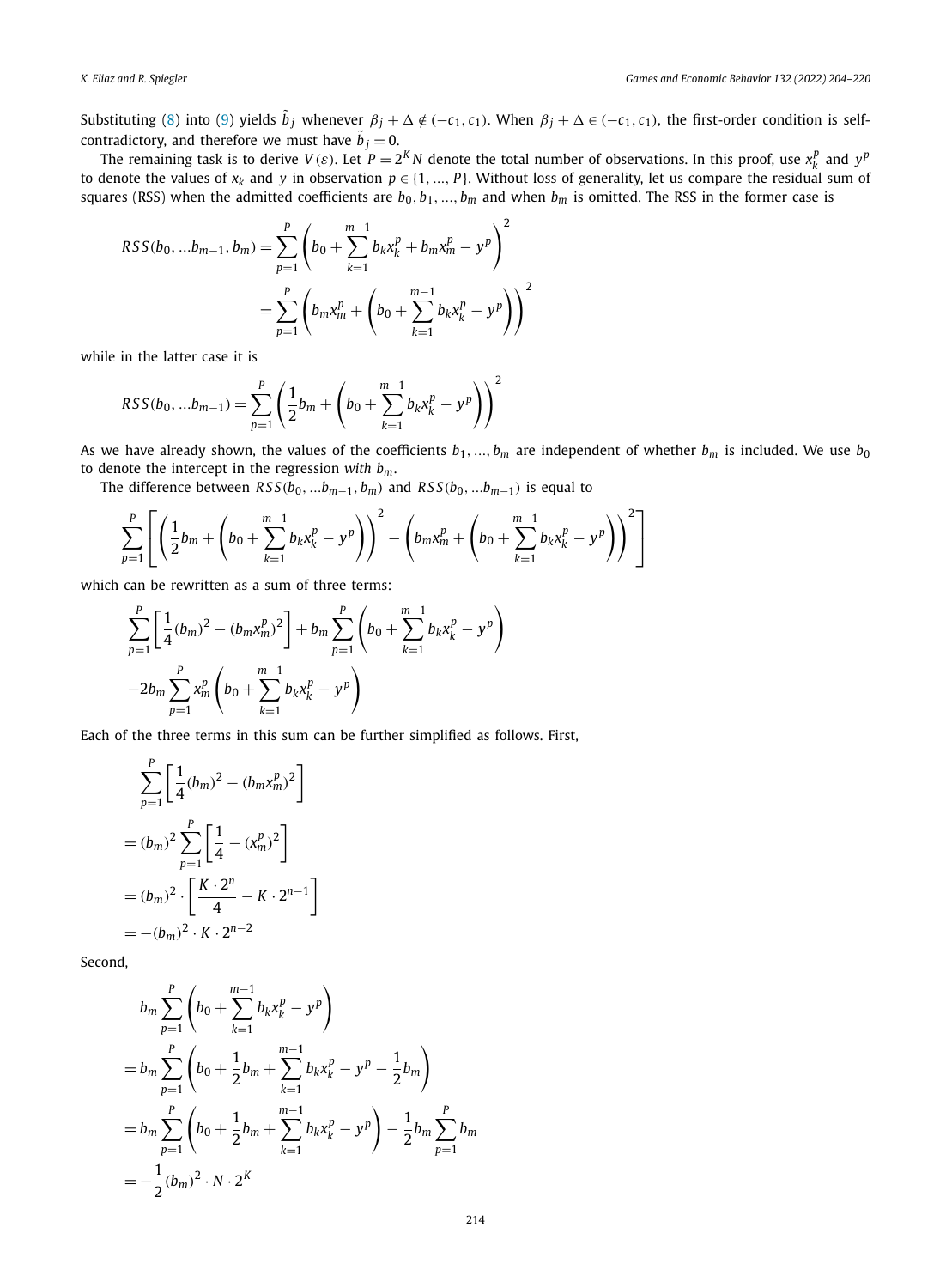Substituting (8) into (9) yields $\tilde{b}_j$ whenever $\beta_j + \Delta \notin (-c_1, c_1)$. When $\beta_j + \Delta \in (-c_1, c_1)$, the first-order condition is self-contradictory, and therefore we must have $\tilde{b}_j = 0$.

The remaining task is to derive $V(\varepsilon)$. Let $P = 2^K N$ denote the total number of observations. In this proof, use $x_k^p$ and $y^p$ to denote the values of $x_k$ and $y$ in observation $p \in \{1, ..., P\}$. Without loss of generality, let us compare the residual sum of squares (RSS) when the admitted coefficients are $b_0, b_1, ..., b_m$ and when $b_m$ is omitted. The RSS in the former case is

$$
\begin{aligned}
RSS(b_0, ...b_{m-1}, b_m) &= \sum_{p=1}^{P} \left( b_0 + \sum_{k=1}^{m-1} b_k x_k^p + b_m x_m^p - y^p \right)^2 \\
&= \sum_{p=1}^{P} \left( b_m x_m^p + \left( b_0 + \sum_{k=1}^{m-1} b_k x_k^p - y^p \right) \right)^2
\end{aligned}
$$

while in the latter case it is

$$
RSS(b_0, ...b_{m-1}) = \sum_{p=1}^{P} \left( \frac{1}{2} b_m + \left( b_0 + \sum_{k=1}^{m-1} b_k x_k^p - y^p \right) \right)^2
$$

As we have already shown, the values of the coefficients $b_1, ..., b_m$ are independent of whether $b_m$ is included. We use $b_0$ to denote the intercept in the regression *with* $b_m$.

The difference between $RSS(b_0, ...b_{m-1}, b_m)$ and $RSS(b_0, ...b_{m-1})$ is equal to

$$
\sum_{p=1}^{P} \left[ \left( \frac{1}{2} b_m + \left( b_0 + \sum_{k=1}^{m-1} b_k x_k^p - y^p \right) \right)^2 - \left( b_m x_m^p + \left( b_0 + \sum_{k=1}^{m-1} b_k x_k^p - y^p \right) \right)^2 \right]
$$

which can be rewritten as a sum of three terms:

$$
\begin{aligned}
&\sum_{p=1}^{P} \left[ \frac{1}{4} (b_m)^2 - (b_m x_m^p)^2 \right] + b_m \sum_{p=1}^{P} \left( b_0 + \sum_{k=1}^{m-1} b_k x_k^p - y^p \right) \\
&-2 b_m \sum_{p=1}^{P} x_m^p \left( b_0 + \sum_{k=1}^{m-1} b_k x_k^p - y^p \right)
\end{aligned}
$$

Each of the three terms in this sum can be further simplified as follows. First,

$$
\begin{aligned}
&\sum_{p=1}^{P} \left[ \frac{1}{4} (b_m)^2 - (b_m x_m^p)^2 \right] \\
&= (b_m)^2 \sum_{p=1}^{P} \left[ \frac{1}{4} - (x_m^p)^2 \right] \\
&= (b_m)^2 \cdot \left[ \frac{K \cdot 2^n}{4} - K \cdot 2^{n-1} \right] \\
&= -(b_m)^2 \cdot K \cdot 2^{n-2}
\end{aligned}
$$

Second,

$$
\begin{aligned}
&b_m \sum_{p=1}^{P} \left( b_0 + \sum_{k=1}^{m-1} b_k x_k^p - y^p \right) \\
&= b_m \sum_{p=1}^{P} \left( b_0 + \frac{1}{2} b_m + \sum_{k=1}^{m-1} b_k x_k^p - y^p - \frac{1}{2} b_m \right) \\
&= b_m \sum_{p=1}^{P} \left( b_0 + \frac{1}{2} b_m + \sum_{k=1}^{m-1} b_k x_k^p - y^p \right) - \frac{1}{2} b_m \sum_{p=1}^{P} b_m \\
&= -\frac{1}{2} (b_m)^2 \cdot N \cdot 2^K
\end{aligned}
$$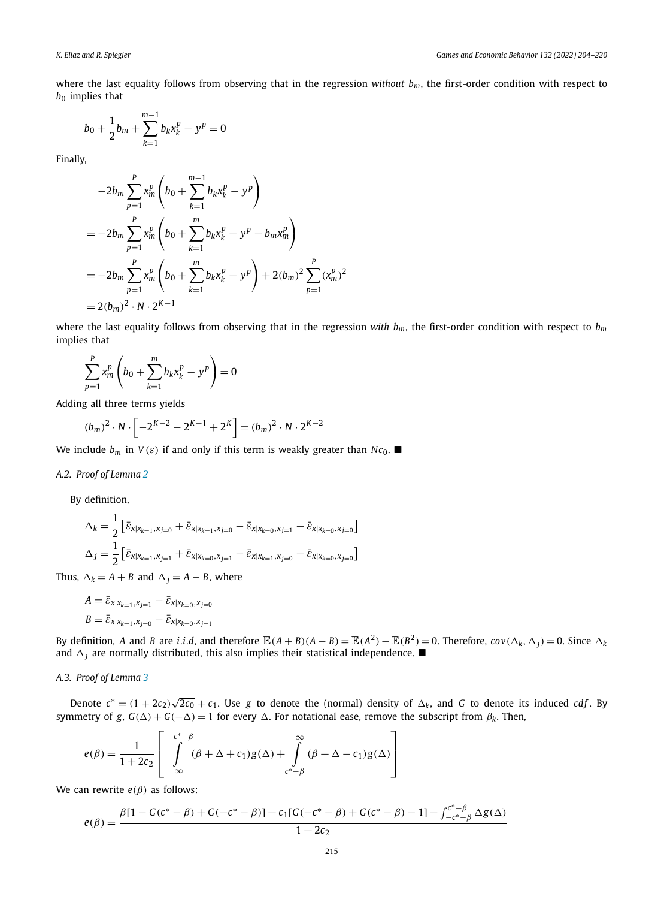where the last equality follows from observing that in the regression *without* $b_m$, the first-order condition with respect to $b_0$ implies that

$$b_0 + \frac{1}{2}b_m + \sum_{k=1}^{m-1} b_k x_k^p - y^p = 0$$

Finally,

$$\begin{aligned}
&-2b_m \sum_{p=1}^{P} x_m^p \left( b_0 + \sum_{k=1}^{m-1} b_k x_k^p - y^p \right) \\
&= -2b_m \sum_{p=1}^{P} x_m^p \left( b_0 + \sum_{k=1}^{m} b_k x_k^p - y^p - b_m x_m^p \right) \\
&= -2b_m \sum_{p=1}^{P} x_m^p \left( b_0 + \sum_{k=1}^{m} b_k x_k^p - y^p \right) + 2(b_m)^2 \sum_{p=1}^{P} (x_m^p)^2 \\
&= 2(b_m)^2 \cdot N \cdot 2^{K-1}
\end{aligned}$$

where the last equality follows from observing that in the regression *with* $b_m$, the first-order condition with respect to $b_m$ implies that

$$\sum_{p=1}^{P} x_m^p \left( b_0 + \sum_{k=1}^{m} b_k x_k^p - y^p \right) = 0$$

Adding all three terms yields

$$(b_m)^2 \cdot N \cdot \left[ -2^{K-2} - 2^{K-1} + 2^K \right] = (b_m)^2 \cdot N \cdot 2^{K-2}$$

We include $b_m$ in $V(\varepsilon)$ if and only if this term is weakly greater than $Nc_0$. ■

### A.2. Proof of Lemma 2

By definition,

$$\Delta_k = \frac{1}{2}\left[ \bar{\varepsilon}_{x|x_{k=1},x_{j=0}} + \bar{\varepsilon}_{x|x_{k=1},x_{j=0}} - \bar{\varepsilon}_{x|x_{k=0},x_{j=1}} - \bar{\varepsilon}_{x|x_{k=0},x_{j=0}} \right]$$

$$\Delta_j = \frac{1}{2}\left[ \bar{\varepsilon}_{x|x_{k=1},x_{j=1}} + \bar{\varepsilon}_{x|x_{k=0},x_{j=1}} - \bar{\varepsilon}_{x|x_{k=1},x_{j=0}} - \bar{\varepsilon}_{x|x_{k=0},x_{j=0}} \right]$$

Thus, $\Delta_k = A + B$ and $\Delta_j = A - B$, where

$$A = \bar{\varepsilon}_{x|x_{k=1},x_{j=1}} - \bar{\varepsilon}_{x|x_{k=0},x_{j=0}}$$

$$B = \bar{\varepsilon}_{x|x_{k=1},x_{j=0}} - \bar{\varepsilon}_{x|x_{k=0},x_{j=1}}$$

By definition, $A$ and $B$ are *i.i.d*, and therefore $\mathbb{E}(A+B)(A-B) = \mathbb{E}(A^2) - \mathbb{E}(B^2) = 0$. Therefore, $cov(\Delta_k, \Delta_j) = 0$. Since $\Delta_k$ and $\Delta_j$ are normally distributed, this also implies their statistical independence. ■

### A.3. Proof of Lemma 3

Denote $c^* = (1 + 2c_2)\sqrt{2c_0} + c_1$. Use $g$ to denote the (normal) density of $\Delta_k$, and $G$ to denote its induced *cdf*. By symmetry of $g$, $G(\Delta) + G(-\Delta) = 1$ for every $\Delta$. For notational ease, remove the subscript from $\beta_k$. Then,

$$e(\beta) = \frac{1}{1+2c_2}\left[ \int_{-\infty}^{-c^*-\beta} (\beta + \Delta + c_1) g(\Delta) + \int_{c^*-\beta}^{\infty} (\beta + \Delta - c_1) g(\Delta) \right]$$

We can rewrite $e(\beta)$ as follows:

$$e(\beta) = \frac{\beta[1 - G(c^* - \beta) + G(-c^* - \beta)] + c_1[G(-c^* - \beta) + G(c^* - \beta) - 1] - \int_{-c^*-\beta}^{c^*-\beta} \Delta g(\Delta)}{1 + 2c_2}$$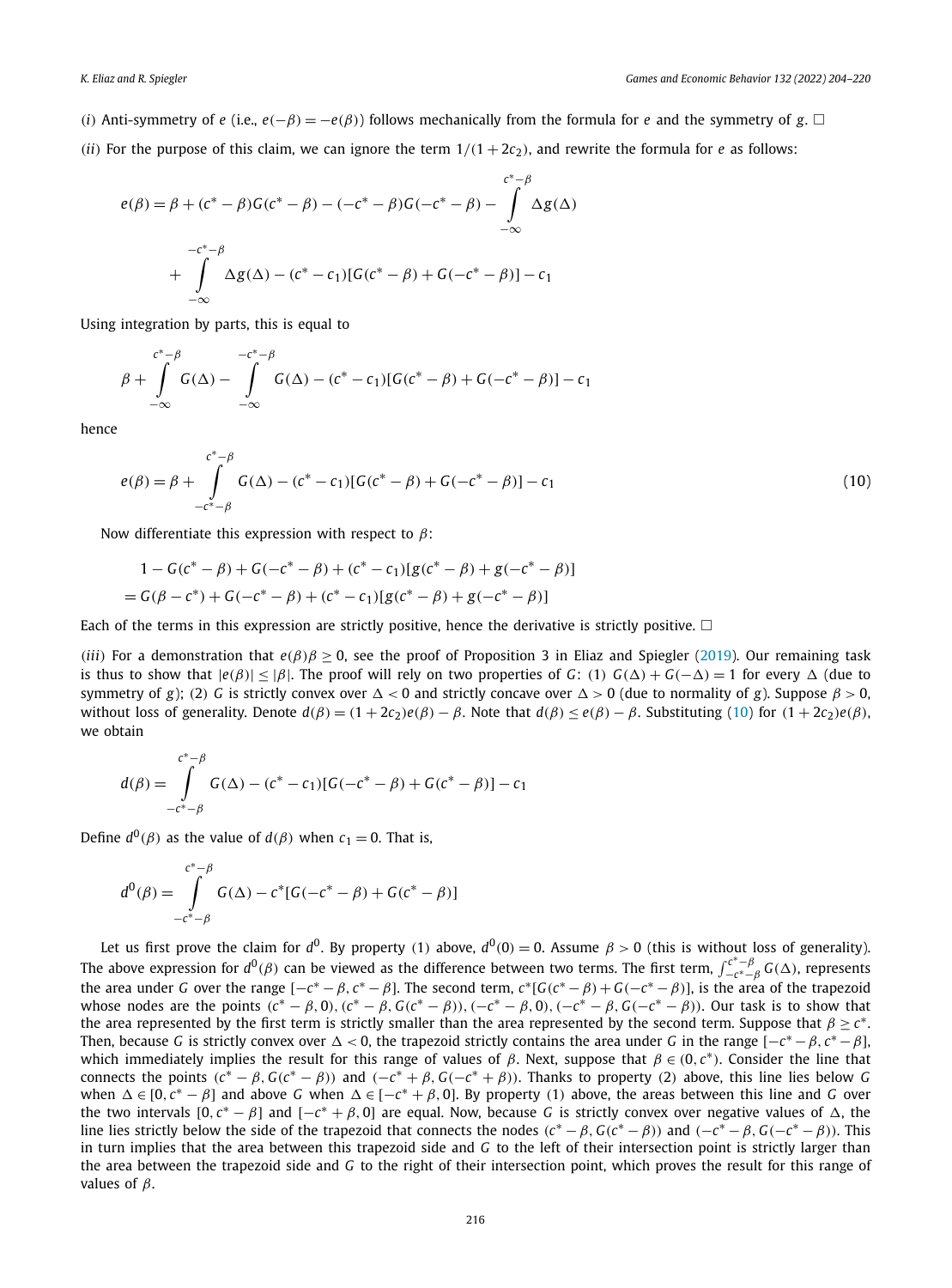(*i*) Anti-symmetry of $e$ (i.e., $e(-\beta) = -e(\beta)$) follows mechanically from the formula for $e$ and the symmetry of $g$. □

(*ii*) For the purpose of this claim, we can ignore the term $1/(1+2c_2)$, and rewrite the formula for $e$ as follows:

$$
\begin{aligned}
e(\beta) &= \beta + (c^* - \beta)G(c^* - \beta) - (-c^* - \beta)G(-c^* - \beta) - \int_{-\infty}^{c^*-\beta} \Delta g(\Delta) \\
&\quad + \int_{-\infty}^{-c^*-\beta} \Delta g(\Delta) - (c^* - c_1)[G(c^* - \beta) + G(-c^* - \beta)] - c_1
\end{aligned}
$$

Using integration by parts, this is equal to

$$
\beta + \int_{-\infty}^{c^*-\beta} G(\Delta) - \int_{-\infty}^{-c^*-\beta} G(\Delta) - (c^* - c_1)[G(c^* - \beta) + G(-c^* - \beta)] - c_1
$$

hence

$$
e(\beta) = \beta + \int_{-c^*-\beta}^{c^*-\beta} G(\Delta) - (c^* - c_1)[G(c^* - \beta) + G(-c^* - \beta)] - c_1 \tag{10}
$$

Now differentiate this expression with respect to $\beta$:

$$
\begin{aligned}
&1 - G(c^* - \beta) + G(-c^* - \beta) + (c^* - c_1)[g(c^* - \beta) + g(-c^* - \beta)] \\
&= G(\beta - c^*) + G(-c^* - \beta) + (c^* - c_1)[g(c^* - \beta) + g(-c^* - \beta)]
\end{aligned}
$$

Each of the terms in this expression are strictly positive, hence the derivative is strictly positive. □

(*iii*) For a demonstration that $e(\beta)\beta \geq 0$, see the proof of Proposition 3 in Eliaz and Spiegler (2019). Our remaining task is thus to show that $|e(\beta)| \leq |\beta|$. The proof will rely on two properties of $G$: (1) $G(\Delta) + G(-\Delta) = 1$ for every $\Delta$ (due to symmetry of $g$); (2) $G$ is strictly convex over $\Delta < 0$ and strictly concave over $\Delta > 0$ (due to normality of $g$). Suppose $\beta > 0$, without loss of generality. Denote $d(\beta) = (1 + 2c_2)e(\beta) - \beta$. Note that $d(\beta) \leq e(\beta) - \beta$. Substituting (10) for $(1 + 2c_2)e(\beta)$, we obtain

$$
d(\beta) = \int_{-c^*-\beta}^{c^*-\beta} G(\Delta) - (c^* - c_1)[G(-c^* - \beta) + G(c^* - \beta)] - c_1
$$

Define $d^0(\beta)$ as the value of $d(\beta)$ when $c_1 = 0$. That is,

$$
d^0(\beta) = \int_{-c^*-\beta}^{c^*-\beta} G(\Delta) - c^*[G(-c^* - \beta) + G(c^* - \beta)]
$$

Let us first prove the claim for $d^0$. By property (1) above, $d^0(0) = 0$. Assume $\beta > 0$ (this is without loss of generality). The above expression for $d^0(\beta)$ can be viewed as the difference between two terms. The first term, $\int_{-c^*-\beta}^{c^*-\beta} G(\Delta)$, represents the area under $G$ over the range $[-c^* - \beta, c^* - \beta]$. The second term, $c^*[G(c^* - \beta) + G(-c^* - \beta)]$, is the area of the trapezoid whose nodes are the points $(c^* - \beta, 0)$, $(c^* - \beta, G(c^* - \beta))$, $(-c^* - \beta, 0)$, $(-c^* - \beta, G(-c^* - \beta))$. Our task is to show that the area represented by the first term is strictly smaller than the area represented by the second term. Suppose that $\beta \geq c^*$. Then, because $G$ is strictly convex over $\Delta < 0$, the trapezoid strictly contains the area under $G$ in the range $[-c^* - \beta, c^* - \beta]$, which immediately implies the result for this range of values of $\beta$. Next, suppose that $\beta \in (0, c^*)$. Consider the line that connects the points $(c^* - \beta, G(c^* - \beta))$ and $(-c^* + \beta, G(-c^* + \beta))$. Thanks to property (2) above, this line lies below $G$ when $\Delta \in [0, c^* - \beta]$ and above $G$ when $\Delta \in [-c^* + \beta, 0]$. By property (1) above, the areas between this line and $G$ over the two intervals $[0, c^* - \beta]$ and $[-c^* + \beta, 0]$ are equal. Now, because $G$ is strictly convex over negative values of $\Delta$, the line lies strictly below the side of the trapezoid that connects the nodes $(c^* - \beta, G(c^* - \beta))$ and $(-c^* - \beta, G(-c^* - \beta))$. This in turn implies that the area between this trapezoid side and $G$ to the left of their intersection point is strictly larger than the area between the trapezoid side and $G$ to the right of their intersection point, which proves the result for this range of values of $\beta$.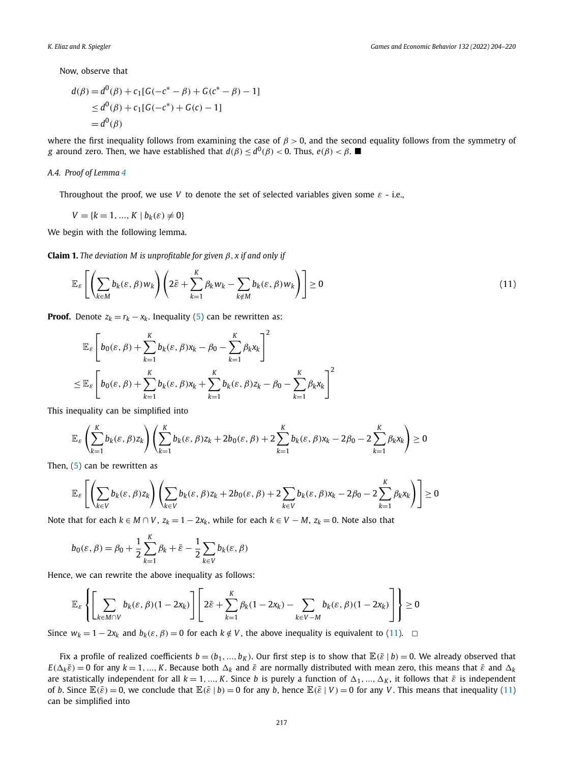Now, observe that

$$\begin{aligned}
d(\beta) &= d^0(\beta) + c_1[G(-c^* - \beta) + G(c^* - \beta) - 1] \\
&\le d^0(\beta) + c_1[G(-c^*) + G(c) - 1] \\
&= d^0(\beta)
\end{aligned}$$

where the first inequality follows from examining the case of $\beta > 0$, and the second equality follows from the symmetry of $g$ around zero. Then, we have established that $d(\beta) \le d^0(\beta) < 0$. Thus, $e(\beta) < \beta$. ■

### A.4. Proof of Lemma 4

Throughout the proof, we use $V$ to denote the set of selected variables given some $\varepsilon$ - i.e.,

$$V = \{k = 1, ..., K \mid b_k(\varepsilon) \ne 0\}$$

We begin with the following lemma.

**Claim 1.** *The deviation $M$ is unprofitable for given $\beta, x$ if and only if*

$$\mathbb{E}_\varepsilon \left[ \left( \sum_{k \in M} b_k(\varepsilon, \beta) w_k \right) \left( 2\bar{\varepsilon} + \sum_{k=1}^{K} \beta_k w_k - \sum_{k \notin M} b_k(\varepsilon, \beta) w_k \right) \right] \ge 0 \tag{11}$$

**Proof.** Denote $z_k = r_k - x_k$. Inequality (5) can be rewritten as:

$$\begin{aligned}
&\mathbb{E}_\varepsilon \left[ b_0(\varepsilon, \beta) + \sum_{k=1}^{K} b_k(\varepsilon, \beta) x_k - \beta_0 - \sum_{k=1}^{K} \beta_k x_k \right]^2 \\
&\le \mathbb{E}_\varepsilon \left[ b_0(\varepsilon, \beta) + \sum_{k=1}^{K} b_k(\varepsilon, \beta) x_k + \sum_{k=1}^{K} b_k(\varepsilon, \beta) z_k - \beta_0 - \sum_{k=1}^{K} \beta_k x_k \right]^2
\end{aligned}$$

This inequality can be simplified into

$$\mathbb{E}_\varepsilon \left( \sum_{k=1}^{K} b_k(\varepsilon, \beta) z_k \right) \left( \sum_{k=1}^{K} b_k(\varepsilon, \beta) z_k + 2b_0(\varepsilon, \beta) + 2\sum_{k=1}^{K} b_k(\varepsilon, \beta) x_k - 2\beta_0 - 2\sum_{k=1}^{K} \beta_k x_k \right) \ge 0$$

Then, (5) can be rewritten as

$$\mathbb{E}_\varepsilon \left[ \left( \sum_{k \in V} b_k(\varepsilon, \beta) z_k \right) \left( \sum_{k \in V} b_k(\varepsilon, \beta) z_k + 2b_0(\varepsilon, \beta) + 2\sum_{k \in V} b_k(\varepsilon, \beta) x_k - 2\beta_0 - 2\sum_{k=1}^{K} \beta_k x_k \right) \right] \ge 0$$

Note that for each $k \in M \cap V$, $z_k = 1 - 2x_k$, while for each $k \in V - M$, $z_k = 0$. Note also that

$$b_0(\varepsilon, \beta) = \beta_0 + \frac{1}{2}\sum_{k=1}^{K} \beta_k + \bar{\varepsilon} - \frac{1}{2}\sum_{k \in V} b_k(\varepsilon, \beta)$$

Hence, we can rewrite the above inequality as follows:

$$\mathbb{E}_\varepsilon \left\{ \left[ \sum_{k \in M \cap V} b_k(\varepsilon, \beta)(1 - 2x_k) \right] \left[ 2\bar{\varepsilon} + \sum_{k=1}^{K} \beta_k (1 - 2x_k) - \sum_{k \in V - M} b_k(\varepsilon, \beta)(1 - 2x_k) \right] \right\} \ge 0$$

Since $w_k = 1 - 2x_k$ and $b_k(\varepsilon, \beta) = 0$ for each $k \notin V$, the above inequality is equivalent to (11). □

Fix a profile of realized coefficients $b = (b_1, ..., b_K)$. Our first step is to show that $\mathbb{E}(\bar{\varepsilon} \mid b) = 0$. We already observed that $E(\Delta_k \bar{\varepsilon}) = 0$ for any $k = 1, ..., K$. Because both $\Delta_k$ and $\bar{\varepsilon}$ are normally distributed with mean zero, this means that $\bar{\varepsilon}$ and $\Delta_k$ are statistically independent for all $k = 1, ..., K$. Since $b$ is purely a function of $\Delta_1, ..., \Delta_K$, it follows that $\bar{\varepsilon}$ is independent of $b$. Since $\mathbb{E}(\bar{\varepsilon}) = 0$, we conclude that $\mathbb{E}(\bar{\varepsilon} \mid b) = 0$ for any $b$, hence $\mathbb{E}(\bar{\varepsilon} \mid V) = 0$ for any $V$. This means that inequality (11) can be simplified into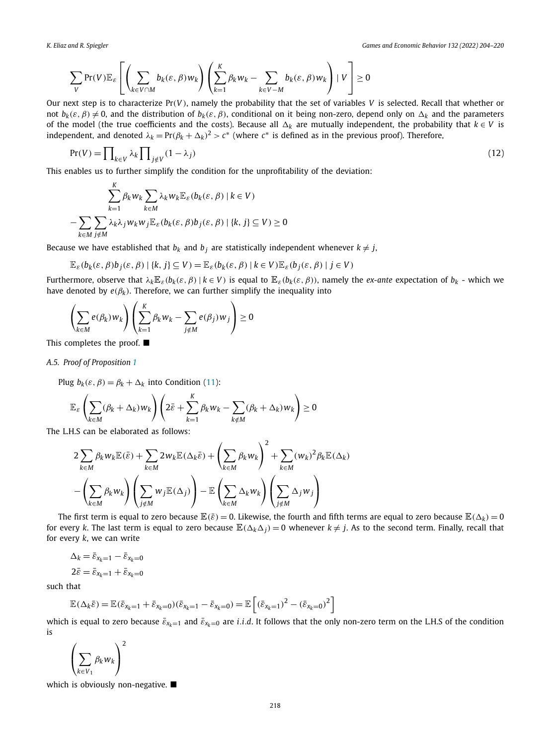$$\sum_V \Pr(V)\mathbb{E}_\varepsilon\left[\left(\sum_{k\in V\cap M} b_k(\varepsilon,\beta)w_k\right)\left(\sum_{k=1}^{K}\beta_k w_k - \sum_{k\in V-M} b_k(\varepsilon,\beta)w_k\right)\mid V\right]\geq 0$$

Our next step is to characterize $\Pr(V)$, namely the probability that the set of variables $V$ is selected. Recall that whether or not $b_k(\varepsilon,\beta)\neq 0$, and the distribution of $b_k(\varepsilon,\beta)$, conditional on it being non-zero, depend only on $\Delta_k$ and the parameters of the model (the true coefficients and the costs). Because all $\Delta_k$ are mutually independent, the probability that $k\in V$ is independent, and denoted $\lambda_k = \Pr(\beta_k+\Delta_k)^2 > c^*$ (where $c^*$ is defined as in the previous proof). Therefore,

$$\Pr(V) = \prod\nolimits_{k\in V}\lambda_k \prod\nolimits_{j\notin V}(1-\lambda_j) \tag{12}$$

This enables us to further simplify the condition for the unprofitability of the deviation:

$$\sum_{k=1}^{K}\beta_k w_k \sum_{k\in M}\lambda_k w_k \mathbb{E}_\varepsilon(b_k(\varepsilon,\beta)\mid k\in V)$$
$$-\sum_{k\in M}\sum_{j\notin M}\lambda_k\lambda_j w_k w_j \mathbb{E}_\varepsilon(b_k(\varepsilon,\beta)b_j(\varepsilon,\beta)\mid \{k,j\}\subseteq V)\geq 0$$

Because we have established that $b_k$ and $b_j$ are statistically independent whenever $k\neq j$,

$$\mathbb{E}_\varepsilon(b_k(\varepsilon,\beta)b_j(\varepsilon,\beta)\mid\{k,j\}\subseteq V) = \mathbb{E}_\varepsilon(b_k(\varepsilon,\beta)\mid k\in V)\mathbb{E}_\varepsilon(b_j(\varepsilon,\beta)\mid j\in V)$$

Furthermore, observe that $\lambda_k\mathbb{E}_\varepsilon(b_k(\varepsilon,\beta)\mid k\in V)$ is equal to $\mathbb{E}_\varepsilon(b_k(\varepsilon,\beta))$, namely the *ex-ante* expectation of $b_k$ - which we have denoted by $e(\beta_k)$. Therefore, we can further simplify the inequality into

$$\left(\sum_{k\in M} e(\beta_k)w_k\right)\left(\sum_{k=1}^{K}\beta_k w_k - \sum_{j\notin M} e(\beta_j)w_j\right)\geq 0$$

This completes the proof. ■

*A.5. Proof of Proposition 1*

Plug $b_k(\varepsilon,\beta) = \beta_k + \Delta_k$ into Condition (11):

$$\mathbb{E}_\varepsilon\left(\sum_{k\in M}(\beta_k+\Delta_k)w_k\right)\left(2\bar{\varepsilon} + \sum_{k=1}^{K}\beta_k w_k - \sum_{k\notin M}(\beta_k+\Delta_k)w_k\right)\geq 0$$

The L.H.S can be elaborated as follows:

$$2\sum_{k\in M}\beta_k w_k\mathbb{E}(\bar{\varepsilon}) + \sum_{k\in M}2w_k\mathbb{E}(\Delta_k\bar{\varepsilon}) + \left(\sum_{k\in M}\beta_k w_k\right)^2 + \sum_{k\in M}(w_k)^2\beta_k\mathbb{E}(\Delta_k)$$
$$-\left(\sum_{k\in M}\beta_k w_k\right)\left(\sum_{j\notin M}w_j\mathbb{E}(\Delta_j)\right) - \mathbb{E}\left(\sum_{k\in M}\Delta_k w_k\right)\left(\sum_{j\notin M}\Delta_j w_j\right)$$

The first term is equal to zero because $\mathbb{E}(\bar{\varepsilon}) = 0$. Likewise, the fourth and fifth terms are equal to zero because $\mathbb{E}(\Delta_k) = 0$ for every $k$. The last term is equal to zero because $\mathbb{E}(\Delta_k\Delta_j) = 0$ whenever $k\neq j$. As to the second term. Finally, recall that for every $k$, we can write

$$\Delta_k = \bar{\varepsilon}_{x_k=1} - \bar{\varepsilon}_{x_k=0}$$
$$2\bar{\varepsilon} = \bar{\varepsilon}_{x_k=1} + \bar{\varepsilon}_{x_k=0}$$

such that

$$\mathbb{E}(\Delta_k\bar{\varepsilon}) = \mathbb{E}(\bar{\varepsilon}_{x_k=1}+\bar{\varepsilon}_{x_k=0})(\bar{\varepsilon}_{x_k=1}-\bar{\varepsilon}_{x_k=0}) = \mathbb{E}\left[(\bar{\varepsilon}_{x_k=1})^2 - (\bar{\varepsilon}_{x_k=0})^2\right]$$

which is equal to zero because $\bar{\varepsilon}_{x_k=1}$ and $\bar{\varepsilon}_{x_k=0}$ are *i.i.d*. It follows that the only non-zero term on the L.H.S of the condition is

$$\left(\sum_{k\in V_1}\beta_k w_k\right)^2$$

which is obviously non-negative. ■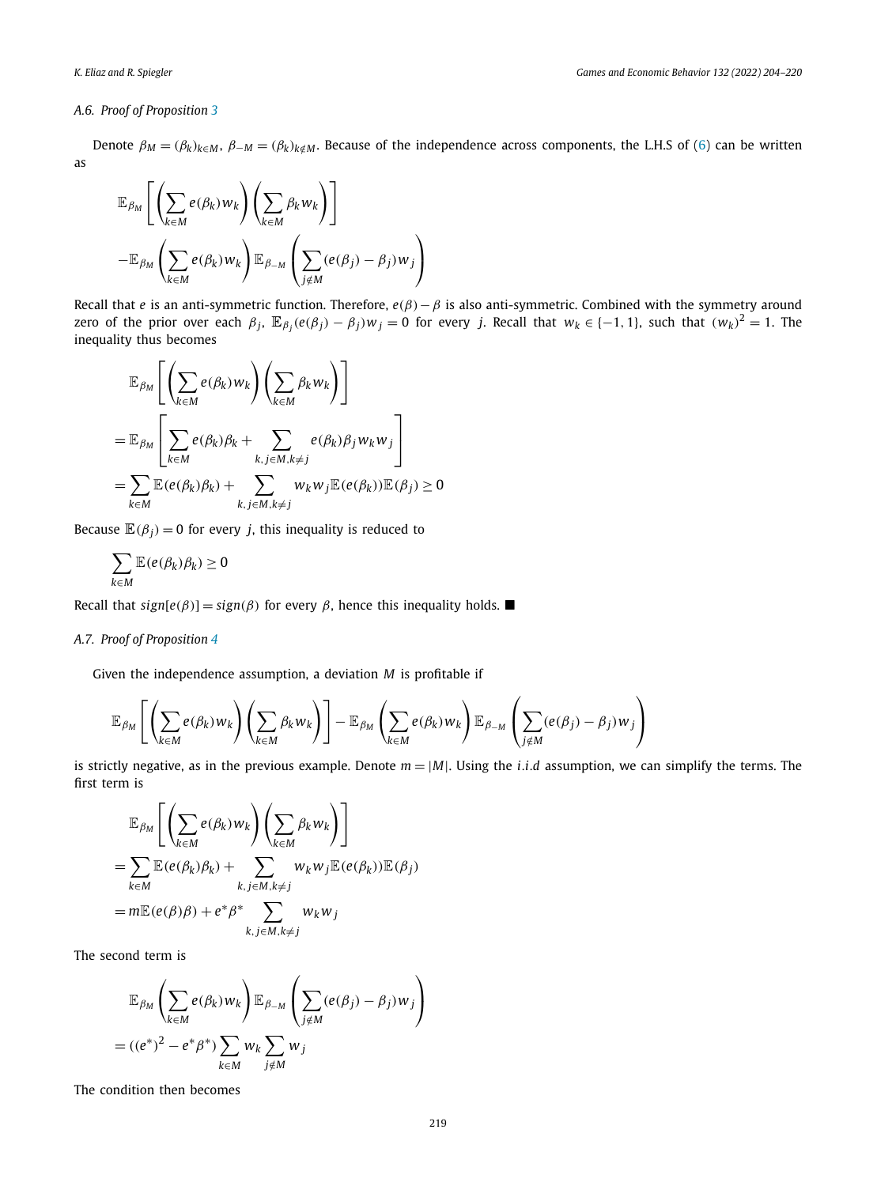### A.6. Proof of Proposition 3

Denote $\beta_M = (\beta_k)_{k\in M}$, $\beta_{-M} = (\beta_k)_{k\notin M}$. Because of the independence across components, the L.H.S of (6) can be written as

$$
\mathbb{E}_{\beta_M}\left[\left(\sum_{k\in M} e(\beta_k)w_k\right)\left(\sum_{k\in M} \beta_k w_k\right)\right]
$$
$$
-\mathbb{E}_{\beta_M}\left(\sum_{k\in M} e(\beta_k)w_k\right)\mathbb{E}_{\beta_{-M}}\left(\sum_{j\notin M}(e(\beta_j)-\beta_j)w_j\right)
$$

Recall that $e$ is an anti-symmetric function. Therefore, $e(\beta) - \beta$ is also anti-symmetric. Combined with the symmetry around zero of the prior over each $\beta_j$, $\mathbb{E}_{\beta_j}(e(\beta_j) - \beta_j)w_j = 0$ for every $j$. Recall that $w_k \in \{-1, 1\}$, such that $(w_k)^2 = 1$. The inequality thus becomes

$$
\mathbb{E}_{\beta_M}\left[\left(\sum_{k\in M} e(\beta_k)\right)\left(\sum_{k\in M} \beta_k w_k\right)\right]
$$
$$
= \mathbb{E}_{\beta_M}\left[\sum_{k\in M} e(\beta_k)\beta_k + \sum_{k,j\in M, k\neq j} e(\beta_k)\beta_j w_k w_j\right]
$$
$$
= \sum_{k\in M}\mathbb{E}(e(\beta_k)\beta_k) + \sum_{k,j\in M,k\neq j} w_k w_j \mathbb{E}(e(\beta_k))\mathbb{E}(\beta_j) \geq 0
$$

Because $\mathbb{E}(\beta_j) = 0$ for every $j$, this inequality is reduced to

$$
\sum_{k\in M}\mathbb{E}(e(\beta_k)\beta_k) \geq 0
$$

Recall that $sign[e(\beta)] = sign(\beta)$ for every $\beta$, hence this inequality holds. ■

### A.7. Proof of Proposition 4

Given the independence assumption, a deviation $M$ is profitable if

$$
\mathbb{E}_{\beta_M}\left[\left(\sum_{k\in M} e(\beta_k)w_k\right)\left(\sum_{k\in M} \beta_k w_k\right)\right] - \mathbb{E}_{\beta_M}\left(\sum_{k\in M} e(\beta_k)w_k\right)\mathbb{E}_{\beta_{-M}}\left(\sum_{j\notin M}(e(\beta_j)-\beta_j)w_j\right)
$$

is strictly negative, as in the previous example. Denote $m = |M|$. Using the *i.i.d* assumption, we can simplify the terms. The first term is

$$
\mathbb{E}_{\beta_M}\left[\left(\sum_{k\in M} e(\beta_k)w_k\right)\left(\sum_{k\in M} \beta_k w_k\right)\right]
$$
$$
= \sum_{k\in M}\mathbb{E}(e(\beta_k)\beta_k) + \sum_{k,j\in M,k\neq j} w_k w_j \mathbb{E}(e(\beta_k))\mathbb{E}(\beta_j)
$$
$$
= m\mathbb{E}(e(\beta)\beta) + e^*\beta^* \sum_{k,j\in M,k\neq j} w_k w_j
$$

The second term is

$$
\mathbb{E}_{\beta_M}\left(\sum_{k\in M} e(\beta_k)w_k\right)\mathbb{E}_{\beta_{-M}}\left(\sum_{j\notin M}(e(\beta_j)-\beta_j)w_j\right)
$$
$$
= ((e^*)^2 - e^*\beta^*)\sum_{k\in M} w_k \sum_{j\notin M} w_j
$$

The condition then becomes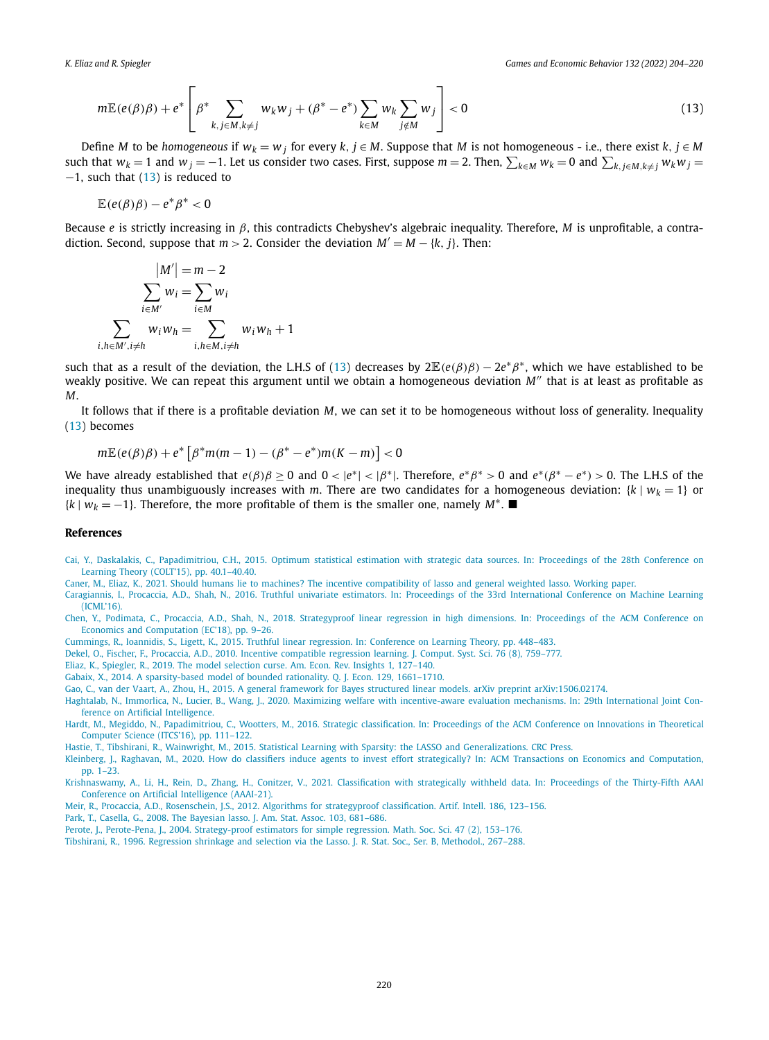$$m\mathbb{E}(e(\beta)\beta) + e^* \left[ \beta^* \sum_{k,j \in M, k \neq j} w_k w_j + (\beta^* - e^*) \sum_{k \in M} w_k \sum_{j \notin M} w_j \right] < 0 \tag{13}$$

Define $M$ to be *homogeneous* if $w_k = w_j$ for every $k, j \in M$. Suppose that $M$ is not homogeneous - i.e., there exist $k, j \in M$ such that $w_k = 1$ and $w_j = -1$. Let us consider two cases. First, suppose $m = 2$. Then, $\sum_{k \in M} w_k = 0$ and $\sum_{k,j \in M, k \neq j} w_k w_j = -1$, such that (13) is reduced to

$$\mathbb{E}(e(\beta)\beta) - e^* \beta^* < 0$$

Because $e$ is strictly increasing in $\beta$, this contradicts Chebyshev's algebraic inequality. Therefore, $M$ is unprofitable, a contradiction. Second, suppose that $m > 2$. Consider the deviation $M' = M - \{k, j\}$. Then:

$$\left|M'\right| = m - 2$$

$$\sum_{i \in M'} w_i = \sum_{i \in M} w_i$$

$$\sum_{i,h \in M', i \neq h} w_i w_h = \sum_{i,h \in M, i \neq h} w_i w_h + 1$$

such that as a result of the deviation, the L.H.S of (13) decreases by $2\mathbb{E}(e(\beta)\beta) - 2e^*\beta^*$, which we have established to be weakly positive. We can repeat this argument until we obtain a homogeneous deviation $M''$ that is at least as profitable as $M$.

It follows that if there is a profitable deviation $M$, we can set it to be homogeneous without loss of generality. Inequality (13) becomes

$$m\mathbb{E}(e(\beta)\beta) + e^* \left[ \beta^* m(m-1) - (\beta^* - e^*) m(K - m) \right] < 0$$

We have already established that $e(\beta)\beta \geq 0$ and $0 < |e^*| < |\beta^*|$. Therefore, $e^*\beta^* > 0$ and $e^*(\beta^* - e^*) > 0$. The L.H.S of the inequality thus unambiguously increases with $m$. There are two candidates for a homogeneous deviation: $\{k \mid w_k = 1\}$ or $\{k \mid w_k = -1\}$. Therefore, the more profitable of them is the smaller one, namely $M^*$. ■

## References

Cai, Y., Daskalakis, C., Papadimitriou, C.H., 2015. Optimum statistical estimation with strategic data sources. In: Proceedings of the 28th Conference on Learning Theory (COLT'15), pp. 40.1–40.40.

Caner, M., Eliaz, K., 2021. Should humans lie to machines? The incentive compatibility of lasso and general weighted lasso. Working paper.

Caragiannis, I., Procaccia, A.D., Shah, N., 2016. Truthful univariate estimators. In: Proceedings of the 33rd International Conference on Machine Learning (ICML'16).

Chen, Y., Podimata, C., Procaccia, A.D., Shah, N., 2018. Strategyproof linear regression in high dimensions. In: Proceedings of the ACM Conference on Economics and Computation (EC'18), pp. 9–26.

Cummings, R., Ioannidis, S., Ligett, K., 2015. Truthful linear regression. In: Conference on Learning Theory, pp. 448–483.

Dekel, O., Fischer, F., Procaccia, A.D., 2010. Incentive compatible regression learning. J. Comput. Syst. Sci. 76 (8), 759–777.

Eliaz, K., Spiegler, R., 2019. The model selection curse. Am. Econ. Rev. Insights 1, 127–140.

Gabaix, X., 2014. A sparsity-based model of bounded rationality. Q. J. Econ. 129, 1661–1710.

Gao, C., van der Vaart, A., Zhou, H., 2015. A general framework for Bayes structured linear models. arXiv preprint arXiv:1506.02174.

Haghtalab, N., Immorlica, N., Lucier, B., Wang, J., 2020. Maximizing welfare with incentive-aware evaluation mechanisms. In: 29th International Joint Conference on Artificial Intelligence.

Hardt, M., Megiddo, N., Papadimitriou, C., Wootters, M., 2016. Strategic classification. In: Proceedings of the ACM Conference on Innovations in Theoretical Computer Science (ITCS'16), pp. 111–122.

Hastie, T., Tibshirani, R., Wainwright, M., 2015. Statistical Learning with Sparsity: the LASSO and Generalizations. CRC Press.

Kleinberg, J., Raghavan, M., 2020. How do classifiers induce agents to invest effort strategically? In: ACM Transactions on Economics and Computation, pp. 1–23.

Krishnaswamy, A., Li, H., Rein, D., Zhang, H., Conitzer, V., 2021. Classification with strategically withheld data. In: Proceedings of the Thirty-Fifth AAAI Conference on Artificial Intelligence (AAAI-21).

Meir, R., Procaccia, A.D., Rosenschein, J.S., 2012. Algorithms for strategyproof classification. Artif. Intell. 186, 123–156.

Park, T., Casella, G., 2008. The Bayesian lasso. J. Am. Stat. Assoc. 103, 681–686.

Perote, J., Perote-Pena, J., 2004. Strategy-proof estimators for simple regression. Math. Soc. Sci. 47 (2), 153–176.

Tibshirani, R., 1996. Regression shrinkage and selection via the Lasso. J. R. Stat. Soc., Ser. B, Methodol., 267–288.